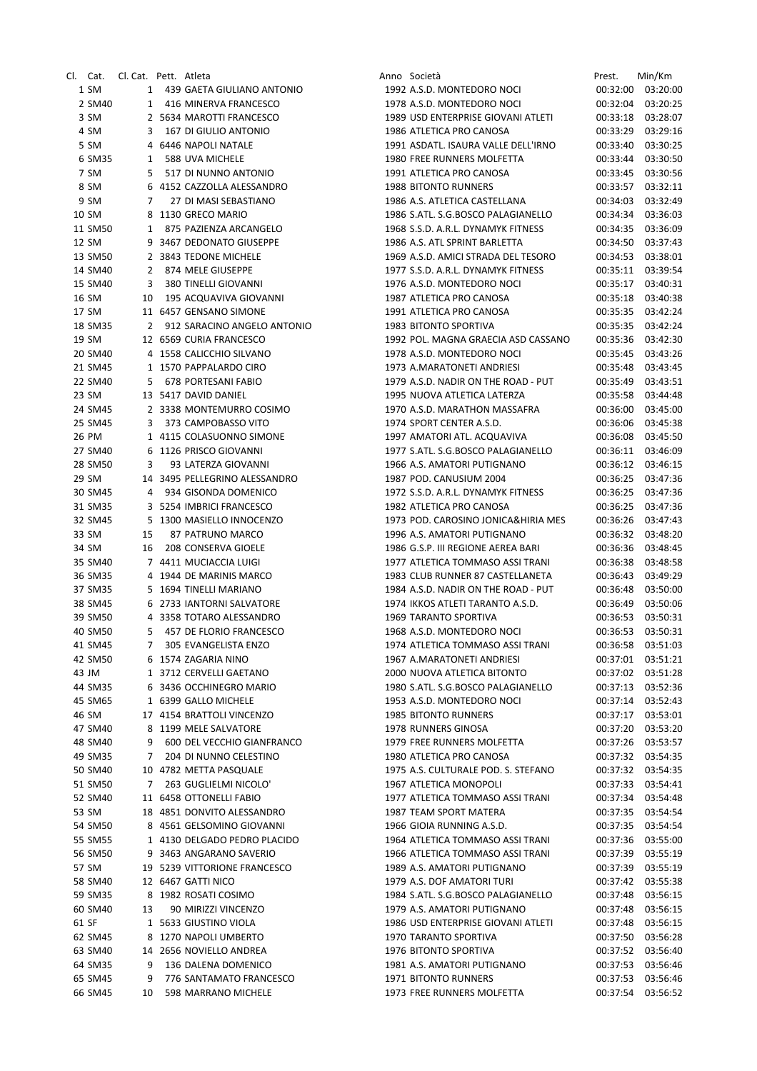| Cl. | Cat. | Cl. Cat. | Pett. | Atleta | Anno | Società | Prest. | Min/Km |
|---|---|---|---|---|---|---|---|---|
| 1 | SM | 1 | 439 | GAETA GIULIANO ANTONIO | 1992 | A.S.D. MONTEDORO NOCI | 00:32:00 | 03:20:00 |
| 2 | SM40 | 1 | 416 | MINERVA FRANCESCO | 1978 | A.S.D. MONTEDORO NOCI | 00:32:04 | 03:20:25 |
| 3 | SM | 2 | 5634 | MAROTTI FRANCESCO | 1989 | USD ENTERPRISE GIOVANI ATLETI | 00:33:18 | 03:28:07 |
| 4 | SM | 3 | 167 | DI GIULIO ANTONIO | 1986 | ATLETICA PRO CANOSA | 00:33:29 | 03:29:16 |
| 5 | SM | 4 | 6446 | NAPOLI NATALE | 1991 | ASDATL. ISAURA VALLE DELL'IRNO | 00:33:40 | 03:30:25 |
| 6 | SM35 | 1 | 588 | UVA MICHELE | 1980 | FREE RUNNERS MOLFETTA | 00:33:44 | 03:30:50 |
| 7 | SM | 5 | 517 | DI NUNNO ANTONIO | 1991 | ATLETICA PRO CANOSA | 00:33:45 | 03:30:56 |
| 8 | SM | 6 | 4152 | CAZZOLLA ALESSANDRO | 1988 | BITONTO RUNNERS | 00:33:57 | 03:32:11 |
| 9 | SM | 7 | 27 | DI MASI SEBASTIANO | 1986 | A.S. ATLETICA CASTELLANA | 00:34:03 | 03:32:49 |
| 10 | SM | 8 | 1130 | GRECO MARIO | 1986 | S.ATL. S.G.BOSCO PALAGIANELLO | 00:34:34 | 03:36:03 |
| 11 | SM50 | 1 | 875 | PAZIENZA ARCANGELO | 1968 | S.S.D. A.R.L. DYNAMYK FITNESS | 00:34:35 | 03:36:09 |
| 12 | SM | 9 | 3467 | DEDONATO GIUSEPPE | 1986 | A.S. ATL SPRINT BARLETTA | 00:34:50 | 03:37:43 |
| 13 | SM50 | 2 | 3843 | TEDONE MICHELE | 1969 | A.S.D. AMICI STRADA DEL TESORO | 00:34:53 | 03:38:01 |
| 14 | SM40 | 2 | 874 | MELE GIUSEPPE | 1977 | S.S.D. A.R.L. DYNAMYK FITNESS | 00:35:11 | 03:39:54 |
| 15 | SM40 | 3 | 380 | TINELLI GIOVANNI | 1976 | A.S.D. MONTEDORO NOCI | 00:35:17 | 03:40:31 |
| 16 | SM | 10 | 195 | ACQUAVIVA GIOVANNI | 1987 | ATLETICA PRO CANOSA | 00:35:18 | 03:40:38 |
| 17 | SM | 11 | 6457 | GENSANO SIMONE | 1991 | ATLETICA PRO CANOSA | 00:35:35 | 03:42:24 |
| 18 | SM35 | 2 | 912 | SARACINO ANGELO ANTONIO | 1983 | BITONTO SPORTIVA | 00:35:35 | 03:42:24 |
| 19 | SM | 12 | 6569 | CURIA FRANCESCO | 1992 | POL. MAGNA GRAECIA ASD CASSANO | 00:35:36 | 03:42:30 |
| 20 | SM40 | 4 | 1558 | CALICCHIO SILVANO | 1978 | A.S.D. MONTEDORO NOCI | 00:35:45 | 03:43:26 |
| 21 | SM45 | 1 | 1570 | PAPPALARDO CIRO | 1973 | A.MARATONETI ANDRIESI | 00:35:48 | 03:43:45 |
| 22 | SM40 | 5 | 678 | PORTESANI FABIO | 1979 | A.S.D. NADIR ON THE ROAD - PUT | 00:35:49 | 03:43:51 |
| 23 | SM | 13 | 5417 | DAVID DANIEL | 1995 | NUOVA ATLETICA LATERZA | 00:35:58 | 03:44:48 |
| 24 | SM45 | 2 | 3338 | MONTEMURRO COSIMO | 1970 | A.S.D. MARATHON MASSAFRA | 00:36:00 | 03:45:00 |
| 25 | SM45 | 3 | 373 | CAMPOBASSO VITO | 1974 | SPORT CENTER A.S.D. | 00:36:06 | 03:45:38 |
| 26 | PM | 1 | 4115 | COLASUONNO SIMONE | 1997 | AMATORI ATL. ACQUAVIVA | 00:36:08 | 03:45:50 |
| 27 | SM40 | 6 | 1126 | PRISCO GIOVANNI | 1977 | S.ATL. S.G.BOSCO PALAGIANELLO | 00:36:11 | 03:46:09 |
| 28 | SM50 | 3 | 93 | LATERZA GIOVANNI | 1966 | A.S. AMATORI PUTIGNANO | 00:36:12 | 03:46:15 |
| 29 | SM | 14 | 3495 | PELLEGRINO ALESSANDRO | 1987 | POD. CANUSIUM 2004 | 00:36:25 | 03:47:36 |
| 30 | SM45 | 4 | 934 | GISONDA DOMENICO | 1972 | S.S.D. A.R.L. DYNAMYK FITNESS | 00:36:25 | 03:47:36 |
| 31 | SM35 | 3 | 5254 | IMBRICI FRANCESCO | 1982 | ATLETICA PRO CANOSA | 00:36:25 | 03:47:36 |
| 32 | SM45 | 5 | 1300 | MASIELLO INNOCENZO | 1973 | POD. CAROSINO JONICA&HIRIA MES | 00:36:26 | 03:47:43 |
| 33 | SM | 15 | 87 | PATRUNO MARCO | 1996 | A.S. AMATORI PUTIGNANO | 00:36:32 | 03:48:20 |
| 34 | SM | 16 | 208 | CONSERVA GIOELE | 1986 | G.S.P. III REGIONE AEREA BARI | 00:36:36 | 03:48:45 |
| 35 | SM40 | 7 | 4411 | MUCIACCIA LUIGI | 1977 | ATLETICA TOMMASO ASSI TRANI | 00:36:38 | 03:48:58 |
| 36 | SM35 | 4 | 1944 | DE MARINIS MARCO | 1983 | CLUB RUNNER 87 CASTELLANETA | 00:36:43 | 03:49:29 |
| 37 | SM35 | 5 | 1694 | TINELLI MARIANO | 1984 | A.S.D. NADIR ON THE ROAD - PUT | 00:36:48 | 03:50:00 |
| 38 | SM45 | 6 | 2733 | IANTORNI SALVATORE | 1974 | IKKOS ATLETI TARANTO A.S.D. | 00:36:49 | 03:50:06 |
| 39 | SM50 | 4 | 3358 | TOTARO ALESSANDRO | 1969 | TARANTO SPORTIVA | 00:36:53 | 03:50:31 |
| 40 | SM50 | 5 | 457 | DE FLORIO FRANCESCO | 1968 | A.S.D. MONTEDORO NOCI | 00:36:53 | 03:50:31 |
| 41 | SM45 | 7 | 305 | EVANGELISTA ENZO | 1974 | ATLETICA TOMMASO ASSI TRANI | 00:36:58 | 03:51:03 |
| 42 | SM50 | 6 | 1574 | ZAGARIA NINO | 1967 | A.MARATONETI ANDRIESI | 00:37:01 | 03:51:21 |
| 43 | JM | 1 | 3712 | CERVELLI GAETANO | 2000 | NUOVA ATLETICA BITONTO | 00:37:02 | 03:51:28 |
| 44 | SM35 | 6 | 3436 | OCCHINEGRO MARIO | 1980 | S.ATL. S.G.BOSCO PALAGIANELLO | 00:37:13 | 03:52:36 |
| 45 | SM65 | 1 | 6399 | GALLO MICHELE | 1953 | A.S.D. MONTEDORO NOCI | 00:37:14 | 03:52:43 |
| 46 | SM | 17 | 4154 | BRATTOLI VINCENZO | 1985 | BITONTO RUNNERS | 00:37:17 | 03:53:01 |
| 47 | SM40 | 8 | 1199 | MELE SALVATORE | 1978 | RUNNERS GINOSA | 00:37:20 | 03:53:20 |
| 48 | SM40 | 9 | 600 | DEL VECCHIO GIANFRANCO | 1979 | FREE RUNNERS MOLFETTA | 00:37:26 | 03:53:57 |
| 49 | SM35 | 7 | 204 | DI NUNNO CELESTINO | 1980 | ATLETICA PRO CANOSA | 00:37:32 | 03:54:35 |
| 50 | SM40 | 10 | 4782 | METTA PASQUALE | 1975 | A.S. CULTURALE POD. S. STEFANO | 00:37:32 | 03:54:35 |
| 51 | SM50 | 7 | 263 | GUGLIELMI NICOLO' | 1967 | ATLETICA MONOPOLI | 00:37:33 | 03:54:41 |
| 52 | SM40 | 11 | 6458 | OTTONELLI FABIO | 1977 | ATLETICA TOMMASO ASSI TRANI | 00:37:34 | 03:54:48 |
| 53 | SM | 18 | 4851 | DONVITO ALESSANDRO | 1987 | TEAM SPORT MATERA | 00:37:35 | 03:54:54 |
| 54 | SM50 | 8 | 4561 | GELSOMINO GIOVANNI | 1966 | GIOIA RUNNING A.S.D. | 00:37:35 | 03:54:54 |
| 55 | SM55 | 1 | 4130 | DELGADO PEDRO PLACIDO | 1964 | ATLETICA TOMMASO ASSI TRANI | 00:37:36 | 03:55:00 |
| 56 | SM50 | 9 | 3463 | ANGARANO SAVERIO | 1966 | ATLETICA TOMMASO ASSI TRANI | 00:37:39 | 03:55:19 |
| 57 | SM | 19 | 5239 | VITTORIONE FRANCESCO | 1989 | A.S. AMATORI PUTIGNANO | 00:37:39 | 03:55:19 |
| 58 | SM40 | 12 | 6467 | GATTI NICO | 1979 | A.S. DOF AMATORI TURI | 00:37:42 | 03:55:38 |
| 59 | SM35 | 8 | 1982 | ROSATI COSIMO | 1984 | S.ATL. S.G.BOSCO PALAGIANELLO | 00:37:48 | 03:56:15 |
| 60 | SM40 | 13 | 90 | MIRIZZI VINCENZO | 1979 | A.S. AMATORI PUTIGNANO | 00:37:48 | 03:56:15 |
| 61 | SF | 1 | 5633 | GIUSTINO VIOLA | 1986 | USD ENTERPRISE GIOVANI ATLETI | 00:37:48 | 03:56:15 |
| 62 | SM45 | 8 | 1270 | NAPOLI UMBERTO | 1970 | TARANTO SPORTIVA | 00:37:50 | 03:56:28 |
| 63 | SM40 | 14 | 2656 | NOVIELLO ANDREA | 1976 | BITONTO SPORTIVA | 00:37:52 | 03:56:40 |
| 64 | SM35 | 9 | 136 | DALENA DOMENICO | 1981 | A.S. AMATORI PUTIGNANO | 00:37:53 | 03:56:46 |
| 65 | SM45 | 9 | 776 | SANTAMATO FRANCESCO | 1971 | BITONTO RUNNERS | 00:37:53 | 03:56:46 |
| 66 | SM45 | 10 | 598 | MARRANO MICHELE | 1973 | FREE RUNNERS MOLFETTA | 00:37:54 | 03:56:52 |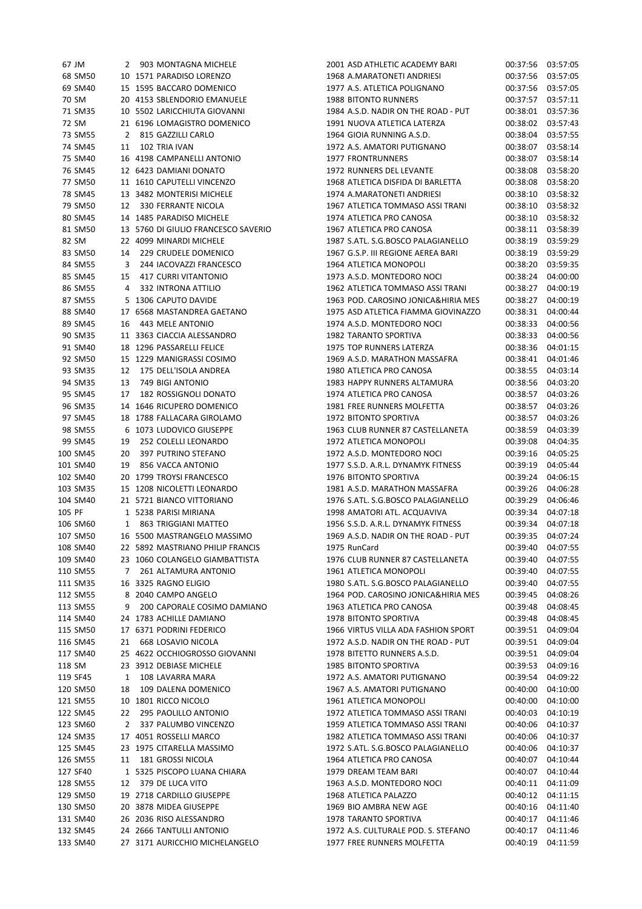| Pos | Cat | Pos Cat | Pett | Nome | Anno | Società | Tempo | Media |
|---|---|---|---|---|---|---|---|---|
| 67 | JM | 2 | 903 | MONTAGNA MICHELE | 2001 | ASD ATHLETIC ACADEMY BARI | 00:37:56 | 03:57:05 |
| 68 | SM50 | 10 | 1571 | PARADISO LORENZO | 1968 | A.MARATONETI ANDRIESI | 00:37:56 | 03:57:05 |
| 69 | SM40 | 15 | 1595 | BACCARO DOMENICO | 1977 | A.S. ATLETICA POLIGNANO | 00:37:56 | 03:57:05 |
| 70 | SM | 20 | 4153 | SBLENDORIO EMANUELE | 1988 | BITONTO RUNNERS | 00:37:57 | 03:57:11 |
| 71 | SM35 | 10 | 5502 | LARICCHIUTA GIOVANNI | 1984 | A.S.D. NADIR ON THE ROAD - PUT | 00:38:01 | 03:57:36 |
| 72 | SM | 21 | 6196 | LOMAGISTRO DOMENICO | 1991 | NUOVA ATLETICA LATERZA | 00:38:02 | 03:57:43 |
| 73 | SM55 | 2 | 815 | GAZZILLI CARLO | 1964 | GIOIA RUNNING A.S.D. | 00:38:04 | 03:57:55 |
| 74 | SM45 | 11 | 102 | TRIA IVAN | 1972 | A.S. AMATORI PUTIGNANO | 00:38:07 | 03:58:14 |
| 75 | SM40 | 16 | 4198 | CAMPANELLI ANTONIO | 1977 | FRONTRUNNERS | 00:38:07 | 03:58:14 |
| 76 | SM45 | 12 | 6423 | DAMIANI DONATO | 1972 | RUNNERS DEL LEVANTE | 00:38:08 | 03:58:20 |
| 77 | SM50 | 11 | 1610 | CAPUTELLI VINCENZO | 1968 | ATLETICA DISFIDA DI BARLETTA | 00:38:08 | 03:58:20 |
| 78 | SM45 | 13 | 3482 | MONTERISI MICHELE | 1974 | A.MARATONETI ANDRIESI | 00:38:10 | 03:58:32 |
| 79 | SM50 | 12 | 330 | FERRANTE NICOLA | 1967 | ATLETICA TOMMASO ASSI TRANI | 00:38:10 | 03:58:32 |
| 80 | SM45 | 14 | 1485 | PARADISO MICHELE | 1974 | ATLETICA PRO CANOSA | 00:38:10 | 03:58:32 |
| 81 | SM50 | 13 | 5760 | DI GIULIO FRANCESCO SAVERIO | 1967 | ATLETICA PRO CANOSA | 00:38:11 | 03:58:39 |
| 82 | SM | 22 | 4099 | MINARDI MICHELE | 1987 | S.ATL. S.G.BOSCO PALAGIANELLO | 00:38:19 | 03:59:29 |
| 83 | SM50 | 14 | 229 | CRUDELE DOMENICO | 1967 | G.S.P. III REGIONE AEREA BARI | 00:38:19 | 03:59:29 |
| 84 | SM55 | 3 | 244 | IACOVAZZI FRANCESCO | 1964 | ATLETICA MONOPOLI | 00:38:20 | 03:59:35 |
| 85 | SM45 | 15 | 417 | CURRI VITANTONIO | 1973 | A.S.D. MONTEDORO NOCI | 00:38:24 | 04:00:00 |
| 86 | SM55 | 4 | 332 | INTRONA ATTILIO | 1962 | ATLETICA TOMMASO ASSI TRANI | 00:38:27 | 04:00:19 |
| 87 | SM55 | 5 | 1306 | CAPUTO DAVIDE | 1963 | POD. CAROSINO JONICA&HIRIA MES | 00:38:27 | 04:00:19 |
| 88 | SM40 | 17 | 6568 | MASTANDREA GAETANO | 1975 | ASD ATLETICA FIAMMA GIOVINAZZO | 00:38:31 | 04:00:44 |
| 89 | SM45 | 16 | 443 | MELE ANTONIO | 1974 | A.S.D. MONTEDORO NOCI | 00:38:33 | 04:00:56 |
| 90 | SM35 | 11 | 3363 | CIACCIA ALESSANDRO | 1982 | TARANTO SPORTIVA | 00:38:33 | 04:00:56 |
| 91 | SM40 | 18 | 1296 | PASSARELLI FELICE | 1975 | TOP RUNNERS LATERZA | 00:38:36 | 04:01:15 |
| 92 | SM50 | 15 | 1229 | MANIGRASSI COSIMO | 1969 | A.S.D. MARATHON MASSAFRA | 00:38:41 | 04:01:46 |
| 93 | SM35 | 12 | 175 | DELL'ISOLA ANDREA | 1980 | ATLETICA PRO CANOSA | 00:38:55 | 04:03:14 |
| 94 | SM35 | 13 | 749 | BIGI ANTONIO | 1983 | HAPPY RUNNERS ALTAMURA | 00:38:56 | 04:03:20 |
| 95 | SM45 | 17 | 182 | ROSSIGNOLI DONATO | 1974 | ATLETICA PRO CANOSA | 00:38:57 | 04:03:26 |
| 96 | SM35 | 14 | 1646 | RICUPERO DOMENICO | 1981 | FREE RUNNERS MOLFETTA | 00:38:57 | 04:03:26 |
| 97 | SM45 | 18 | 1788 | FALLACARA GIROLAMO | 1972 | BITONTO SPORTIVA | 00:38:57 | 04:03:26 |
| 98 | SM55 | 6 | 1073 | LUDOVICO GIUSEPPE | 1963 | CLUB RUNNER 87 CASTELLANETA | 00:38:59 | 04:03:39 |
| 99 | SM45 | 19 | 252 | COLELLI LEONARDO | 1972 | ATLETICA MONOPOLI | 00:39:08 | 04:04:35 |
| 100 | SM45 | 20 | 397 | PUTRINO STEFANO | 1972 | A.S.D. MONTEDORO NOCI | 00:39:16 | 04:05:25 |
| 101 | SM40 | 19 | 856 | VACCA ANTONIO | 1977 | S.S.D. A.R.L. DYNAMYK FITNESS | 00:39:19 | 04:05:44 |
| 102 | SM40 | 20 | 1799 | TROYSI FRANCESCO | 1976 | BITONTO SPORTIVA | 00:39:24 | 04:06:15 |
| 103 | SM35 | 15 | 1208 | NICOLETTI LEONARDO | 1981 | A.S.D. MARATHON MASSAFRA | 00:39:26 | 04:06:28 |
| 104 | SM40 | 21 | 5721 | BIANCO VITTORIANO | 1976 | S.ATL. S.G.BOSCO PALAGIANELLO | 00:39:29 | 04:06:46 |
| 105 | PF | 1 | 5238 | PARISI MIRIANA | 1998 | AMATORI ATL. ACQUAVIVA | 00:39:34 | 04:07:18 |
| 106 | SM60 | 1 | 863 | TRIGGIANI MATTEO | 1956 | S.S.D. A.R.L. DYNAMYK FITNESS | 00:39:34 | 04:07:18 |
| 107 | SM50 | 16 | 5500 | MASTRANGELO MASSIMO | 1969 | A.S.D. NADIR ON THE ROAD - PUT | 00:39:35 | 04:07:24 |
| 108 | SM40 | 22 | 5892 | MASTRIANO PHILIP FRANCIS | 1975 | RunCard | 00:39:40 | 04:07:55 |
| 109 | SM40 | 23 | 1060 | COLANGELO GIAMBATTISTA | 1976 | CLUB RUNNER 87 CASTELLANETA | 00:39:40 | 04:07:55 |
| 110 | SM55 | 7 | 261 | ALTAMURA ANTONIO | 1961 | ATLETICA MONOPOLI | 00:39:40 | 04:07:55 |
| 111 | SM35 | 16 | 3325 | RAGNO ELIGIO | 1980 | S.ATL. S.G.BOSCO PALAGIANELLO | 00:39:40 | 04:07:55 |
| 112 | SM55 | 8 | 2040 | CAMPO ANGELO | 1964 | POD. CAROSINO JONICA&HIRIA MES | 00:39:45 | 04:08:26 |
| 113 | SM55 | 9 | 200 | CAPORALE COSIMO DAMIANO | 1963 | ATLETICA PRO CANOSA | 00:39:48 | 04:08:45 |
| 114 | SM40 | 24 | 1783 | ACHILLE DAMIANO | 1978 | BITONTO SPORTIVA | 00:39:48 | 04:08:45 |
| 115 | SM50 | 17 | 6371 | PODRINI FEDERICO | 1966 | VIRTUS VILLA ADA FASHION SPORT | 00:39:51 | 04:09:04 |
| 116 | SM45 | 21 | 668 | LOSAVIO NICOLA | 1972 | A.S.D. NADIR ON THE ROAD - PUT | 00:39:51 | 04:09:04 |
| 117 | SM40 | 25 | 4622 | OCCHIOGROSSO GIOVANNI | 1978 | BITETTO RUNNERS A.S.D. | 00:39:51 | 04:09:04 |
| 118 | SM | 23 | 3912 | DEBIASE MICHELE | 1985 | BITONTO SPORTIVA | 00:39:53 | 04:09:16 |
| 119 | SF45 | 1 | 108 | LAVARRA MARA | 1972 | A.S. AMATORI PUTIGNANO | 00:39:54 | 04:09:22 |
| 120 | SM50 | 18 | 109 | DALENA DOMENICO | 1967 | A.S. AMATORI PUTIGNANO | 00:40:00 | 04:10:00 |
| 121 | SM55 | 10 | 1801 | RICCO NICOLO | 1961 | ATLETICA MONOPOLI | 00:40:00 | 04:10:00 |
| 122 | SM45 | 22 | 295 | PAOLILLO ANTONIO | 1972 | ATLETICA TOMMASO ASSI TRANI | 00:40:03 | 04:10:19 |
| 123 | SM60 | 2 | 337 | PALUMBO VINCENZO | 1959 | ATLETICA TOMMASO ASSI TRANI | 00:40:06 | 04:10:37 |
| 124 | SM35 | 17 | 4051 | ROSSELLI MARCO | 1982 | ATLETICA TOMMASO ASSI TRANI | 00:40:06 | 04:10:37 |
| 125 | SM45 | 23 | 1975 | CITARELLA MASSIMO | 1972 | S.ATL. S.G.BOSCO PALAGIANELLO | 00:40:06 | 04:10:37 |
| 126 | SM55 | 11 | 181 | GROSSI NICOLA | 1964 | ATLETICA PRO CANOSA | 00:40:07 | 04:10:44 |
| 127 | SF40 | 1 | 5325 | PISCOPO LUANA CHIARA | 1979 | DREAM TEAM BARI | 00:40:07 | 04:10:44 |
| 128 | SM55 | 12 | 379 | DE LUCA VITO | 1963 | A.S.D. MONTEDORO NOCI | 00:40:11 | 04:11:09 |
| 129 | SM50 | 19 | 2718 | CARDILLO GIUSEPPE | 1968 | ATLETICA PALAZZO | 00:40:12 | 04:11:15 |
| 130 | SM50 | 20 | 3878 | MIDEA GIUSEPPE | 1969 | BIO AMBRA NEW AGE | 00:40:16 | 04:11:40 |
| 131 | SM40 | 26 | 2036 | RISO ALESSANDRO | 1978 | TARANTO SPORTIVA | 00:40:17 | 04:11:46 |
| 132 | SM45 | 24 | 2666 | TANTULLI ANTONIO | 1972 | A.S. CULTURALE POD. S. STEFANO | 00:40:17 | 04:11:46 |
| 133 | SM40 | 27 | 3171 | AURICCHIO MICHELANGELO | 1977 | FREE RUNNERS MOLFETTA | 00:40:19 | 04:11:59 |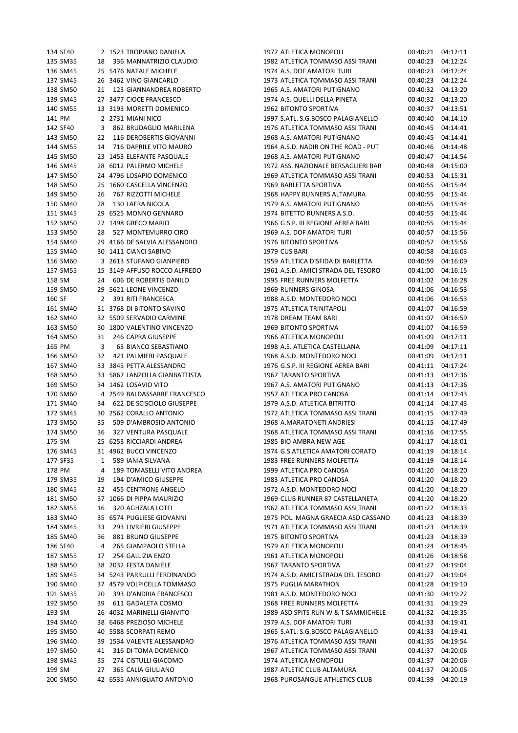| | | | | | | | |
|---|---|---|---|---|---|---|---|
| 134 | SF40 | 2 | 1523 | TROPIANO DANIELA | 1977 | ATLETICA MONOPOLI | 00:40:21 | 04:12:11 |
| 135 | SM35 | 18 | 336 | MANNATRIZIO CLAUDIO | 1982 | ATLETICA TOMMASO ASSI TRANI | 00:40:23 | 04:12:24 |
| 136 | SM45 | 25 | 5476 | NATALE MICHELE | 1974 | A.S. DOF AMATORI TURI | 00:40:23 | 04:12:24 |
| 137 | SM45 | 26 | 3462 | VINO GIANCARLO | 1973 | ATLETICA TOMMASO ASSI TRANI | 00:40:23 | 04:12:24 |
| 138 | SM50 | 21 | 123 | GIANNANDREA ROBERTO | 1965 | A.S. AMATORI PUTIGNANO | 00:40:32 | 04:13:20 |
| 139 | SM45 | 27 | 3477 | CIOCE FRANCESCO | 1974 | A.S. QUELLI DELLA PINETA | 00:40:32 | 04:13:20 |
| 140 | SM55 | 13 | 3193 | MORETTI DOMENICO | 1962 | BITONTO SPORTIVA | 00:40:37 | 04:13:51 |
| 141 | PM | 2 | 2731 | MIANI NICO | 1997 | S.ATL. S.G.BOSCO PALAGIANELLO | 00:40:40 | 04:14:10 |
| 142 | SF40 | 3 | 862 | BRUDAGLIO MARILENA | 1976 | ATLETICA TOMMASO ASSI TRANI | 00:40:45 | 04:14:41 |
| 143 | SM50 | 22 | 116 | DEROBERTIS GIOVANNI | 1968 | A.S. AMATORI PUTIGNANO | 00:40:45 | 04:14:41 |
| 144 | SM55 | 14 | 716 | DAPRILE VITO MAURO | 1964 | A.S.D. NADIR ON THE ROAD - PUT | 00:40:46 | 04:14:48 |
| 145 | SM50 | 23 | 1453 | ELEFANTE PASQUALE | 1968 | A.S. AMATORI PUTIGNANO | 00:40:47 | 04:14:54 |
| 146 | SM45 | 28 | 6012 | PALERMO MICHELE | 1972 | ASS. NAZIONALE BERSAGLIERI BAR | 00:40:48 | 04:15:00 |
| 147 | SM50 | 24 | 4796 | LOSAPIO DOMENICO | 1969 | ATLETICA TOMMASO ASSI TRANI | 00:40:53 | 04:15:31 |
| 148 | SM50 | 25 | 1660 | CASCELLA VINCENZO | 1969 | BARLETTA SPORTIVA | 00:40:55 | 04:15:44 |
| 149 | SM50 | 26 | 767 | RIZZOTTI MICHELE | 1968 | HAPPY RUNNERS ALTAMURA | 00:40:55 | 04:15:44 |
| 150 | SM40 | 28 | 130 | LAERA NICOLA | 1979 | A.S. AMATORI PUTIGNANO | 00:40:55 | 04:15:44 |
| 151 | SM45 | 29 | 6525 | MONNO GENNARO | 1974 | BITETTO RUNNERS A.S.D. | 00:40:55 | 04:15:44 |
| 152 | SM50 | 27 | 1498 | GRECO MARIO | 1966 | G.S.P. III REGIONE AEREA BARI | 00:40:55 | 04:15:44 |
| 153 | SM50 | 28 | 527 | MONTEMURRO CIRO | 1969 | A.S. DOF AMATORI TURI | 00:40:57 | 04:15:56 |
| 154 | SM40 | 29 | 4166 | DE SALVIA ALESSANDRO | 1976 | BITONTO SPORTIVA | 00:40:57 | 04:15:56 |
| 155 | SM40 | 30 | 1411 | CIANCI SABINO | 1979 | CUS BARI | 00:40:58 | 04:16:03 |
| 156 | SM60 | 3 | 2613 | STUFANO GIANPIERO | 1959 | ATLETICA DISFIDA DI BARLETTA | 00:40:59 | 04:16:09 |
| 157 | SM55 | 15 | 3149 | AFFUSO ROCCO ALFREDO | 1961 | A.S.D. AMICI STRADA DEL TESORO | 00:41:00 | 04:16:15 |
| 158 | SM | 24 | 606 | DE ROBERTIS DANILO | 1995 | FREE RUNNERS MOLFETTA | 00:41:02 | 04:16:28 |
| 159 | SM50 | 29 | 5621 | LEONE VINCENZO | 1969 | RUNNERS GINOSA | 00:41:06 | 04:16:53 |
| 160 | SF | 2 | 391 | RITI FRANCESCA | 1988 | A.S.D. MONTEDORO NOCI | 00:41:06 | 04:16:53 |
| 161 | SM40 | 31 | 3768 | DI BITONTO SAVINO | 1975 | ATLETICA TRINITAPOLI | 00:41:07 | 04:16:59 |
| 162 | SM40 | 32 | 5509 | SERVADIO CARMINE | 1978 | DREAM TEAM BARI | 00:41:07 | 04:16:59 |
| 163 | SM50 | 30 | 1800 | VALENTINO VINCENZO | 1969 | BITONTO SPORTIVA | 00:41:07 | 04:16:59 |
| 164 | SM50 | 31 | 246 | CAPRA GIUSEPPE | 1966 | ATLETICA MONOPOLI | 00:41:09 | 04:17:11 |
| 165 | PM | 3 | 63 | BIANCO SEBASTIANO | 1998 | A.S. ATLETICA CASTELLANA | 00:41:09 | 04:17:11 |
| 166 | SM50 | 32 | 421 | PALMIERI PASQUALE | 1968 | A.S.D. MONTEDORO NOCI | 00:41:09 | 04:17:11 |
| 167 | SM40 | 33 | 3845 | PETTA ALESSANDRO | 1976 | G.S.P. III REGIONE AEREA BARI | 00:41:11 | 04:17:24 |
| 168 | SM50 | 33 | 5867 | LANZOLLA GIANBATTISTA | 1967 | TARANTO SPORTIVA | 00:41:13 | 04:17:36 |
| 169 | SM50 | 34 | 1462 | LOSAVIO VITO | 1967 | A.S. AMATORI PUTIGNANO | 00:41:13 | 04:17:36 |
| 170 | SM60 | 4 | 2549 | BALDASSARRE FRANCESCO | 1957 | ATLETICA PRO CANOSA | 00:41:14 | 04:17:43 |
| 171 | SM40 | 34 | 622 | DE SCISCIOLO GIUSEPPE | 1979 | A.S.D. ATLETICA BITRITTO | 00:41:14 | 04:17:43 |
| 172 | SM45 | 30 | 2562 | CORALLO ANTONIO | 1972 | ATLETICA TOMMASO ASSI TRANI | 00:41:15 | 04:17:49 |
| 173 | SM50 | 35 | 509 | D'AMBROSIO ANTONIO | 1968 | A.MARATONETI ANDRIESI | 00:41:15 | 04:17:49 |
| 174 | SM50 | 36 | 327 | VENTURA PASQUALE | 1968 | ATLETICA TOMMASO ASSI TRANI | 00:41:16 | 04:17:55 |
| 175 | SM | 25 | 6253 | RICCIARDI ANDREA | 1985 | BIO AMBRA NEW AGE | 00:41:17 | 04:18:01 |
| 176 | SM45 | 31 | 4962 | BUCCI VINCENZO | 1974 | G.S.ATLETICA AMATORI CORATO | 00:41:19 | 04:18:14 |
| 177 | SF35 | 1 | 589 | IANIA SILVANA | 1983 | FREE RUNNERS MOLFETTA | 00:41:19 | 04:18:14 |
| 178 | PM | 4 | 189 | TOMASELLI VITO ANDREA | 1999 | ATLETICA PRO CANOSA | 00:41:20 | 04:18:20 |
| 179 | SM35 | 19 | 194 | D'AMICO GIUSEPPE | 1983 | ATLETICA PRO CANOSA | 00:41:20 | 04:18:20 |
| 180 | SM45 | 32 | 455 | CENTRONE ANGELO | 1972 | A.S.D. MONTEDORO NOCI | 00:41:20 | 04:18:20 |
| 181 | SM50 | 37 | 1066 | DI PIPPA MAURIZIO | 1969 | CLUB RUNNER 87 CASTELLANETA | 00:41:20 | 04:18:20 |
| 182 | SM55 | 16 | 320 | AGHZALA LOTFI | 1962 | ATLETICA TOMMASO ASSI TRANI | 00:41:22 | 04:18:33 |
| 183 | SM40 | 35 | 6574 | PUGLIESE GIOVANNI | 1975 | POL. MAGNA GRAECIA ASD CASSANO | 00:41:23 | 04:18:39 |
| 184 | SM45 | 33 | 293 | LIVRIERI GIUSEPPE | 1971 | ATLETICA TOMMASO ASSI TRANI | 00:41:23 | 04:18:39 |
| 185 | SM40 | 36 | 881 | BRUNO GIUSEPPE | 1975 | BITONTO SPORTIVA | 00:41:23 | 04:18:39 |
| 186 | SF40 | 4 | 265 | GIAMPAOLO STELLA | 1979 | ATLETICA MONOPOLI | 00:41:24 | 04:18:45 |
| 187 | SM55 | 17 | 254 | GALLIZIA ENZO | 1961 | ATLETICA MONOPOLI | 00:41:26 | 04:18:58 |
| 188 | SM50 | 38 | 2032 | FESTA DANIELE | 1967 | TARANTO SPORTIVA | 00:41:27 | 04:19:04 |
| 189 | SM45 | 34 | 5243 | PARRULLI FERDINANDO | 1974 | A.S.D. AMICI STRADA DEL TESORO | 00:41:27 | 04:19:04 |
| 190 | SM40 | 37 | 4579 | VOLPICELLA TOMMASO | 1975 | PUGLIA MARATHON | 00:41:28 | 04:19:10 |
| 191 | SM35 | 20 | 393 | D'ANDRIA FRANCESCO | 1981 | A.S.D. MONTEDORO NOCI | 00:41:30 | 04:19:22 |
| 192 | SM50 | 39 | 611 | GADALETA COSMO | 1968 | FREE RUNNERS MOLFETTA | 00:41:31 | 04:19:29 |
| 193 | SM | 26 | 4032 | MARINELLI GIANVITO | 1989 | ASD SPITS RUN W & T SAMMICHELE | 00:41:32 | 04:19:35 |
| 194 | SM40 | 38 | 6468 | PREZIOSO MICHELE | 1979 | A.S. DOF AMATORI TURI | 00:41:33 | 04:19:41 |
| 195 | SM50 | 40 | 5588 | SCORPATI REMO | 1965 | S.ATL. S.G.BOSCO PALAGIANELLO | 00:41:33 | 04:19:41 |
| 196 | SM40 | 39 | 1534 | VALENTE ALESSANDRO | 1976 | ATLETICA TOMMASO ASSI TRANI | 00:41:35 | 04:19:54 |
| 197 | SM50 | 41 | 316 | DI TOMA DOMENICO | 1967 | ATLETICA TOMMASO ASSI TRANI | 00:41:37 | 04:20:06 |
| 198 | SM45 | 35 | 274 | CISTULLI GIACOMO | 1974 | ATLETICA MONOPOLI | 00:41:37 | 04:20:06 |
| 199 | SM | 27 | 365 | CALIA GIULIANO | 1987 | ATLETIC CLUB ALTAMURA | 00:41:37 | 04:20:06 |
| 200 | SM50 | 42 | 6535 | ANNIGLIATO ANTONIO | 1968 | PUROSANGUE ATHLETICS CLUB | 00:41:39 | 04:20:19 |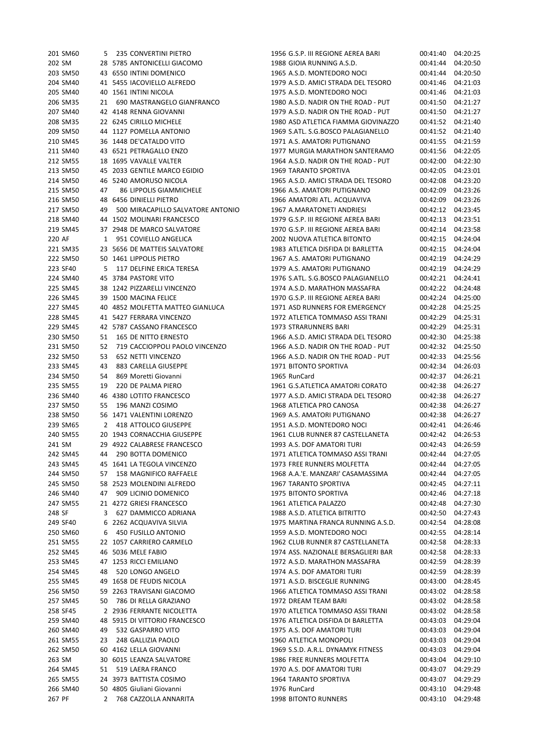| 201 | SM60 | 5 | 235 | CONVERTINI PIETRO | 1956 | G.S.P. III REGIONE AEREA BARI | 00:41:40 | 04:20:25 |
|---|---|---|---|---|---|---|---|---|
| 202 | SM | 28 | 5785 | ANTONICELLI GIACOMO | 1988 | GIOIA RUNNING A.S.D. | 00:41:44 | 04:20:50 |
| 203 | SM50 | 43 | 6550 | INTINI DOMENICO | 1965 | A.S.D. MONTEDORO NOCI | 00:41:44 | 04:20:50 |
| 204 | SM40 | 41 | 5455 | IACOVIELLO ALFREDO | 1979 | A.S.D. AMICI STRADA DEL TESORO | 00:41:46 | 04:21:03 |
| 205 | SM40 | 40 | 1561 | INTINI NICOLA | 1975 | A.S.D. MONTEDORO NOCI | 00:41:46 | 04:21:03 |
| 206 | SM35 | 21 | 690 | MASTRANGELO GIANFRANCO | 1980 | A.S.D. NADIR ON THE ROAD - PUT | 00:41:50 | 04:21:27 |
| 207 | SM40 | 42 | 4148 | RENNA GIOVANNI | 1979 | A.S.D. NADIR ON THE ROAD - PUT | 00:41:50 | 04:21:27 |
| 208 | SM35 | 22 | 6245 | CIRILLO MICHELE | 1980 | ASD ATLETICA FIAMMA GIOVINAZZO | 00:41:52 | 04:21:40 |
| 209 | SM50 | 44 | 1127 | POMELLA ANTONIO | 1969 | S.ATL. S.G.BOSCO PALAGIANELLO | 00:41:52 | 04:21:40 |
| 210 | SM45 | 36 | 1448 | DE'CATALDO VITO | 1971 | A.S. AMATORI PUTIGNANO | 00:41:55 | 04:21:59 |
| 211 | SM40 | 43 | 6521 | PETRAGALLO ENZO | 1977 | MURGIA MARATHON SANTERAMO | 00:41:56 | 04:22:05 |
| 212 | SM55 | 18 | 1695 | VAVALLE VALTER | 1964 | A.S.D. NADIR ON THE ROAD - PUT | 00:42:00 | 04:22:30 |
| 213 | SM50 | 45 | 2033 | GENTILE MARCO EGIDIO | 1969 | TARANTO SPORTIVA | 00:42:05 | 04:23:01 |
| 214 | SM50 | 46 | 5240 | AMORUSO NICOLA | 1965 | A.S.D. AMICI STRADA DEL TESORO | 00:42:08 | 04:23:20 |
| 215 | SM50 | 47 | 86 | LIPPOLIS GIAMMICHELE | 1966 | A.S. AMATORI PUTIGNANO | 00:42:09 | 04:23:26 |
| 216 | SM50 | 48 | 6456 | DINIELLI PIETRO | 1966 | AMATORI ATL. ACQUAVIVA | 00:42:09 | 04:23:26 |
| 217 | SM50 | 49 | 500 | MIRACAPILLO SALVATORE ANTONIO | 1967 | A.MARATONETI ANDRIESI | 00:42:12 | 04:23:45 |
| 218 | SM40 | 44 | 1502 | MOLINARI FRANCESCO | 1979 | G.S.P. III REGIONE AEREA BARI | 00:42:13 | 04:23:51 |
| 219 | SM45 | 37 | 2948 | DE MARCO SALVATORE | 1970 | G.S.P. III REGIONE AEREA BARI | 00:42:14 | 04:23:58 |
| 220 | AF | 1 | 951 | COVIELLO ANGELICA | 2002 | NUOVA ATLETICA BITONTO | 00:42:15 | 04:24:04 |
| 221 | SM35 | 23 | 5656 | DE MATTEIS SALVATORE | 1983 | ATLETICA DISFIDA DI BARLETTA | 00:42:15 | 04:24:04 |
| 222 | SM50 | 50 | 1461 | LIPPOLIS PIETRO | 1967 | A.S. AMATORI PUTIGNANO | 00:42:19 | 04:24:29 |
| 223 | SF40 | 5 | 117 | DELFINE ERICA TERESA | 1979 | A.S. AMATORI PUTIGNANO | 00:42:19 | 04:24:29 |
| 224 | SM40 | 45 | 3784 | PASTORE VITO | 1976 | S.ATL. S.G.BOSCO PALAGIANELLO | 00:42:21 | 04:24:41 |
| 225 | SM45 | 38 | 1242 | PIZZARELLI VINCENZO | 1974 | A.S.D. MARATHON MASSAFRA | 00:42:22 | 04:24:48 |
| 226 | SM45 | 39 | 1500 | MACINA FELICE | 1970 | G.S.P. III REGIONE AEREA BARI | 00:42:24 | 04:25:00 |
| 227 | SM45 | 40 | 4852 | MOLFETTA MATTEO GIANLUCA | 1971 | ASD RUNNERS FOR EMERGENCY | 00:42:28 | 04:25:25 |
| 228 | SM45 | 41 | 5427 | FERRARA VINCENZO | 1972 | ATLETICA TOMMASO ASSI TRANI | 00:42:29 | 04:25:31 |
| 229 | SM45 | 42 | 5787 | CASSANO FRANCESCO | 1973 | STRARUNNERS BARI | 00:42:29 | 04:25:31 |
| 230 | SM50 | 51 | 165 | DE NITTO ERNESTO | 1966 | A.S.D. AMICI STRADA DEL TESORO | 00:42:30 | 04:25:38 |
| 231 | SM50 | 52 | 719 | CACCIOPPOLI PAOLO VINCENZO | 1966 | A.S.D. NADIR ON THE ROAD - PUT | 00:42:32 | 04:25:50 |
| 232 | SM50 | 53 | 652 | NETTI VINCENZO | 1966 | A.S.D. NADIR ON THE ROAD - PUT | 00:42:33 | 04:25:56 |
| 233 | SM45 | 43 | 883 | CARELLA GIUSEPPE | 1971 | BITONTO SPORTIVA | 00:42:34 | 04:26:03 |
| 234 | SM50 | 54 | 869 | Moretti Giovanni | 1965 | RunCard | 00:42:37 | 04:26:21 |
| 235 | SM55 | 19 | 220 | DE PALMA PIERO | 1961 | G.S.ATLETICA AMATORI CORATO | 00:42:38 | 04:26:27 |
| 236 | SM40 | 46 | 4380 | LOTITO FRANCESCO | 1977 | A.S.D. AMICI STRADA DEL TESORO | 00:42:38 | 04:26:27 |
| 237 | SM50 | 55 | 196 | MANZI COSIMO | 1968 | ATLETICA PRO CANOSA | 00:42:38 | 04:26:27 |
| 238 | SM50 | 56 | 1471 | VALENTINI LORENZO | 1969 | A.S. AMATORI PUTIGNANO | 00:42:38 | 04:26:27 |
| 239 | SM65 | 2 | 418 | ATTOLICO GIUSEPPE | 1951 | A.S.D. MONTEDORO NOCI | 00:42:41 | 04:26:46 |
| 240 | SM55 | 20 | 1943 | CORNACCHIA GIUSEPPE | 1961 | CLUB RUNNER 87 CASTELLANETA | 00:42:42 | 04:26:53 |
| 241 | SM | 29 | 4922 | CALABRESE FRANCESCO | 1993 | A.S. DOF AMATORI TURI | 00:42:43 | 04:26:59 |
| 242 | SM45 | 44 | 290 | BOTTA DOMENICO | 1971 | ATLETICA TOMMASO ASSI TRANI | 00:42:44 | 04:27:05 |
| 243 | SM45 | 45 | 1641 | LA TEGOLA VINCENZO | 1973 | FREE RUNNERS MOLFETTA | 00:42:44 | 04:27:05 |
| 244 | SM50 | 57 | 158 | MAGNIFICO RAFFAELE | 1968 | A.A.'E. MANZARI' CASAMASSIMA | 00:42:44 | 04:27:05 |
| 245 | SM50 | 58 | 2523 | MOLENDINI ALFREDO | 1967 | TARANTO SPORTIVA | 00:42:45 | 04:27:11 |
| 246 | SM40 | 47 | 909 | LICINIO DOMENICO | 1975 | BITONTO SPORTIVA | 00:42:46 | 04:27:18 |
| 247 | SM55 | 21 | 4272 | GRIESI FRANCESCO | 1961 | ATLETICA PALAZZO | 00:42:48 | 04:27:30 |
| 248 | SF | 3 | 627 | DAMMICCO ADRIANA | 1988 | A.S.D. ATLETICA BITRITTO | 00:42:50 | 04:27:43 |
| 249 | SF40 | 6 | 2262 | ACQUAVIVA SILVIA | 1975 | MARTINA FRANCA RUNNING A.S.D. | 00:42:54 | 04:28:08 |
| 250 | SM60 | 6 | 450 | FUSILLO ANTONIO | 1959 | A.S.D. MONTEDORO NOCI | 00:42:55 | 04:28:14 |
| 251 | SM55 | 22 | 1057 | CARRIERO CARMELO | 1962 | CLUB RUNNER 87 CASTELLANETA | 00:42:58 | 04:28:33 |
| 252 | SM45 | 46 | 5036 | MELE FABIO | 1974 | ASS. NAZIONALE BERSAGLIERI BAR | 00:42:58 | 04:28:33 |
| 253 | SM45 | 47 | 1253 | RICCI EMILIANO | 1972 | A.S.D. MARATHON MASSAFRA | 00:42:59 | 04:28:39 |
| 254 | SM45 | 48 | 520 | LONGO ANGELO | 1974 | A.S. DOF AMATORI TURI | 00:42:59 | 04:28:39 |
| 255 | SM45 | 49 | 1658 | DE FEUDIS NICOLA | 1971 | A.S.D. BISCEGLIE RUNNING | 00:43:00 | 04:28:45 |
| 256 | SM50 | 59 | 2263 | TRAVISANI GIACOMO | 1966 | ATLETICA TOMMASO ASSI TRANI | 00:43:02 | 04:28:58 |
| 257 | SM45 | 50 | 786 | DI RELLA GRAZIANO | 1972 | DREAM TEAM BARI | 00:43:02 | 04:28:58 |
| 258 | SF45 | 2 | 2936 | FERRANTE NICOLETTA | 1970 | ATLETICA TOMMASO ASSI TRANI | 00:43:02 | 04:28:58 |
| 259 | SM40 | 48 | 5915 | DI VITTORIO FRANCESCO | 1976 | ATLETICA DISFIDA DI BARLETTA | 00:43:03 | 04:29:04 |
| 260 | SM40 | 49 | 532 | GASPARRO VITO | 1975 | A.S. DOF AMATORI TURI | 00:43:03 | 04:29:04 |
| 261 | SM55 | 23 | 248 | GALLIZIA PAOLO | 1960 | ATLETICA MONOPOLI | 00:43:03 | 04:29:04 |
| 262 | SM50 | 60 | 4162 | LELLA GIOVANNI | 1969 | S.S.D. A.R.L. DYNAMYK FITNESS | 00:43:03 | 04:29:04 |
| 263 | SM | 30 | 6015 | LEANZA SALVATORE | 1986 | FREE RUNNERS MOLFETTA | 00:43:04 | 04:29:10 |
| 264 | SM45 | 51 | 519 | LAERA FRANCO | 1970 | A.S. DOF AMATORI TURI | 00:43:07 | 04:29:29 |
| 265 | SM55 | 24 | 3973 | BATTISTA COSIMO | 1964 | TARANTO SPORTIVA | 00:43:07 | 04:29:29 |
| 266 | SM40 | 50 | 4805 | Giuliani Giovanni | 1976 | RunCard | 00:43:10 | 04:29:48 |
| 267 | PF | 2 | 768 | CAZZOLLA ANNARITA | 1998 | BITONTO RUNNERS | 00:43:10 | 04:29:48 |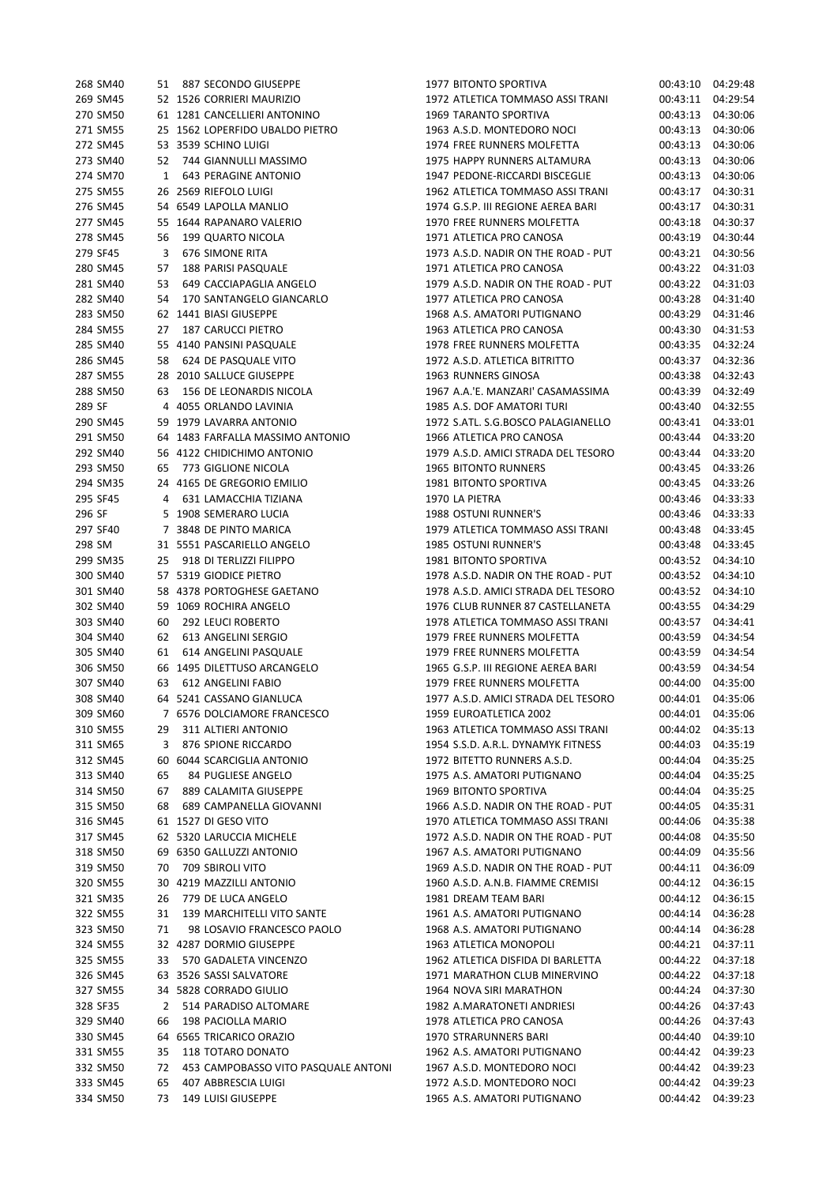| | | | | | | | | |
|---|---|---|---|---|---|---|---|---|
| 268 | SM40 | 51 | 887 | SECONDO GIUSEPPE | 1977 | BITONTO SPORTIVA | 00:43:10 | 04:29:48 |
| 269 | SM45 | 52 | 1526 | CORRIERI MAURIZIO | 1972 | ATLETICA TOMMASO ASSI TRANI | 00:43:11 | 04:29:54 |
| 270 | SM50 | 61 | 1281 | CANCELLIERI ANTONINO | 1969 | TARANTO SPORTIVA | 00:43:13 | 04:30:06 |
| 271 | SM55 | 25 | 1562 | LOPERFIDO UBALDO PIETRO | 1963 | A.S.D. MONTEDORO NOCI | 00:43:13 | 04:30:06 |
| 272 | SM45 | 53 | 3539 | SCHINO LUIGI | 1974 | FREE RUNNERS MOLFETTA | 00:43:13 | 04:30:06 |
| 273 | SM40 | 52 | 744 | GIANNULLI MASSIMO | 1975 | HAPPY RUNNERS ALTAMURA | 00:43:13 | 04:30:06 |
| 274 | SM70 | 1 | 643 | PERAGINE ANTONIO | 1947 | PEDONE-RICCARDI BISCEGLIE | 00:43:13 | 04:30:06 |
| 275 | SM55 | 26 | 2569 | RIEFOLO LUIGI | 1962 | ATLETICA TOMMASO ASSI TRANI | 00:43:17 | 04:30:31 |
| 276 | SM45 | 54 | 6549 | LAPOLLA MANLIO | 1974 | G.S.P. III REGIONE AEREA BARI | 00:43:17 | 04:30:31 |
| 277 | SM45 | 55 | 1644 | RAPANARO VALERIO | 1970 | FREE RUNNERS MOLFETTA | 00:43:18 | 04:30:37 |
| 278 | SM45 | 56 | 199 | QUARTO NICOLA | 1971 | ATLETICA PRO CANOSA | 00:43:19 | 04:30:44 |
| 279 | SF45 | 3 | 676 | SIMONE RITA | 1973 | A.S.D. NADIR ON THE ROAD - PUT | 00:43:21 | 04:30:56 |
| 280 | SM45 | 57 | 188 | PARISI PASQUALE | 1971 | ATLETICA PRO CANOSA | 00:43:22 | 04:31:03 |
| 281 | SM40 | 53 | 649 | CACCIAPAGLIA ANGELO | 1979 | A.S.D. NADIR ON THE ROAD - PUT | 00:43:22 | 04:31:03 |
| 282 | SM40 | 54 | 170 | SANTANGELO GIANCARLO | 1977 | ATLETICA PRO CANOSA | 00:43:28 | 04:31:40 |
| 283 | SM50 | 62 | 1441 | BIASI GIUSEPPE | 1968 | A.S. AMATORI PUTIGNANO | 00:43:29 | 04:31:46 |
| 284 | SM55 | 27 | 187 | CARUCCI PIETRO | 1963 | ATLETICA PRO CANOSA | 00:43:30 | 04:31:53 |
| 285 | SM40 | 55 | 4140 | PANSINI PASQUALE | 1978 | FREE RUNNERS MOLFETTA | 00:43:35 | 04:32:24 |
| 286 | SM45 | 58 | 624 | DE PASQUALE VITO | 1972 | A.S.D. ATLETICA BITRITTO | 00:43:37 | 04:32:36 |
| 287 | SM55 | 28 | 2010 | SALLUCE GIUSEPPE | 1963 | RUNNERS GINOSA | 00:43:38 | 04:32:43 |
| 288 | SM50 | 63 | 156 | DE LEONARDIS NICOLA | 1967 | A.A.'E. MANZARI' CASAMASSIMA | 00:43:39 | 04:32:49 |
| 289 | SF | 4 | 4055 | ORLANDO LAVINIA | 1985 | A.S. DOF AMATORI TURI | 00:43:40 | 04:32:55 |
| 290 | SM45 | 59 | 1979 | LAVARRA ANTONIO | 1972 | S.ATL. S.G.BOSCO PALAGIANELLO | 00:43:41 | 04:33:01 |
| 291 | SM50 | 64 | 1483 | FARFALLA MASSIMO ANTONIO | 1966 | ATLETICA PRO CANOSA | 00:43:44 | 04:33:20 |
| 292 | SM40 | 56 | 4122 | CHIDICHIMO ANTONIO | 1979 | A.S.D. AMICI STRADA DEL TESORO | 00:43:44 | 04:33:20 |
| 293 | SM50 | 65 | 773 | GIGLIONE NICOLA | 1965 | BITONTO RUNNERS | 00:43:45 | 04:33:26 |
| 294 | SM35 | 24 | 4165 | DE GREGORIO EMILIO | 1981 | BITONTO SPORTIVA | 00:43:45 | 04:33:26 |
| 295 | SF45 | 4 | 631 | LAMACCHIA TIZIANA | 1970 | LA PIETRA | 00:43:46 | 04:33:33 |
| 296 | SF | 5 | 1908 | SEMERARO LUCIA | 1988 | OSTUNI RUNNER'S | 00:43:46 | 04:33:33 |
| 297 | SF40 | 7 | 3848 | DE PINTO MARICA | 1979 | ATLETICA TOMMASO ASSI TRANI | 00:43:48 | 04:33:45 |
| 298 | SM | 31 | 5551 | PASCARIELLO ANGELO | 1985 | OSTUNI RUNNER'S | 00:43:48 | 04:33:45 |
| 299 | SM35 | 25 | 918 | DI TERLIZZI FILIPPO | 1981 | BITONTO SPORTIVA | 00:43:52 | 04:34:10 |
| 300 | SM40 | 57 | 5319 | GIODICE PIETRO | 1978 | A.S.D. NADIR ON THE ROAD - PUT | 00:43:52 | 04:34:10 |
| 301 | SM40 | 58 | 4378 | PORTOGHESE GAETANO | 1978 | A.S.D. AMICI STRADA DEL TESORO | 00:43:52 | 04:34:10 |
| 302 | SM40 | 59 | 1069 | ROCHIRA ANGELO | 1976 | CLUB RUNNER 87 CASTELLANETA | 00:43:55 | 04:34:29 |
| 303 | SM40 | 60 | 292 | LEUCI ROBERTO | 1978 | ATLETICA TOMMASO ASSI TRANI | 00:43:57 | 04:34:41 |
| 304 | SM40 | 62 | 613 | ANGELINI SERGIO | 1979 | FREE RUNNERS MOLFETTA | 00:43:59 | 04:34:54 |
| 305 | SM40 | 61 | 614 | ANGELINI PASQUALE | 1979 | FREE RUNNERS MOLFETTA | 00:43:59 | 04:34:54 |
| 306 | SM50 | 66 | 1495 | DILETTUSO ARCANGELO | 1965 | G.S.P. III REGIONE AEREA BARI | 00:43:59 | 04:34:54 |
| 307 | SM40 | 63 | 612 | ANGELINI FABIO | 1979 | FREE RUNNERS MOLFETTA | 00:44:00 | 04:35:00 |
| 308 | SM40 | 64 | 5241 | CASSANO GIANLUCA | 1977 | A.S.D. AMICI STRADA DEL TESORO | 00:44:01 | 04:35:06 |
| 309 | SM60 | 7 | 6576 | DOLCIAMORE FRANCESCO | 1959 | EUROATLETICA 2002 | 00:44:01 | 04:35:06 |
| 310 | SM55 | 29 | 311 | ALTIERI ANTONIO | 1963 | ATLETICA TOMMASO ASSI TRANI | 00:44:02 | 04:35:13 |
| 311 | SM65 | 3 | 876 | SPIONE RICCARDO | 1954 | S.S.D. A.R.L. DYNAMYK FITNESS | 00:44:03 | 04:35:19 |
| 312 | SM45 | 60 | 6044 | SCARCIGLIA ANTONIO | 1972 | BITETTO RUNNERS A.S.D. | 00:44:04 | 04:35:25 |
| 313 | SM40 | 65 | 84 | PUGLIESE ANGELO | 1975 | A.S. AMATORI PUTIGNANO | 00:44:04 | 04:35:25 |
| 314 | SM50 | 67 | 889 | CALAMITA GIUSEPPE | 1969 | BITONTO SPORTIVA | 00:44:04 | 04:35:25 |
| 315 | SM50 | 68 | 689 | CAMPANELLA GIOVANNI | 1966 | A.S.D. NADIR ON THE ROAD - PUT | 00:44:05 | 04:35:31 |
| 316 | SM45 | 61 | 1527 | DI GESO VITO | 1970 | ATLETICA TOMMASO ASSI TRANI | 00:44:06 | 04:35:38 |
| 317 | SM45 | 62 | 5320 | LARUCCIA MICHELE | 1972 | A.S.D. NADIR ON THE ROAD - PUT | 00:44:08 | 04:35:50 |
| 318 | SM50 | 69 | 6350 | GALLUZZI ANTONIO | 1967 | A.S. AMATORI PUTIGNANO | 00:44:09 | 04:35:56 |
| 319 | SM50 | 70 | 709 | SBIROLI VITO | 1969 | A.S.D. NADIR ON THE ROAD - PUT | 00:44:11 | 04:36:09 |
| 320 | SM55 | 30 | 4219 | MAZZILLI ANTONIO | 1960 | A.S.D. A.N.B. FIAMME CREMISI | 00:44:12 | 04:36:15 |
| 321 | SM35 | 26 | 779 | DE LUCA ANGELO | 1981 | DREAM TEAM BARI | 00:44:12 | 04:36:15 |
| 322 | SM55 | 31 | 139 | MARCHITELLI VITO SANTE | 1961 | A.S. AMATORI PUTIGNANO | 00:44:14 | 04:36:28 |
| 323 | SM50 | 71 | 98 | LOSAVIO FRANCESCO PAOLO | 1968 | A.S. AMATORI PUTIGNANO | 00:44:14 | 04:36:28 |
| 324 | SM55 | 32 | 4287 | DORMIO GIUSEPPE | 1963 | ATLETICA MONOPOLI | 00:44:21 | 04:37:11 |
| 325 | SM55 | 33 | 570 | GADALETA VINCENZO | 1962 | ATLETICA DISFIDA DI BARLETTA | 00:44:22 | 04:37:18 |
| 326 | SM45 | 63 | 3526 | SASSI SALVATORE | 1971 | MARATHON CLUB MINERVINO | 00:44:22 | 04:37:18 |
| 327 | SM55 | 34 | 5828 | CORRADO GIULIO | 1964 | NOVA SIRI MARATHON | 00:44:24 | 04:37:30 |
| 328 | SF35 | 2 | 514 | PARADISO ALTOMARE | 1982 | A.MARATONETI ANDRIESI | 00:44:26 | 04:37:43 |
| 329 | SM40 | 66 | 198 | PACIOLLA MARIO | 1978 | ATLETICA PRO CANOSA | 00:44:26 | 04:37:43 |
| 330 | SM45 | 64 | 6565 | TRICARICO ORAZIO | 1970 | STRARUNNERS BARI | 00:44:40 | 04:39:10 |
| 331 | SM55 | 35 | 118 | TOTARO DONATO | 1962 | A.S. AMATORI PUTIGNANO | 00:44:42 | 04:39:23 |
| 332 | SM50 | 72 | 453 | CAMPOBASSO VITO PASQUALE ANTONI | 1967 | A.S.D. MONTEDORO NOCI | 00:44:42 | 04:39:23 |
| 333 | SM45 | 65 | 407 | ABBRESCIA LUIGI | 1972 | A.S.D. MONTEDORO NOCI | 00:44:42 | 04:39:23 |
| 334 | SM50 | 73 | 149 | LUISI GIUSEPPE | 1965 | A.S. AMATORI PUTIGNANO | 00:44:42 | 04:39:23 |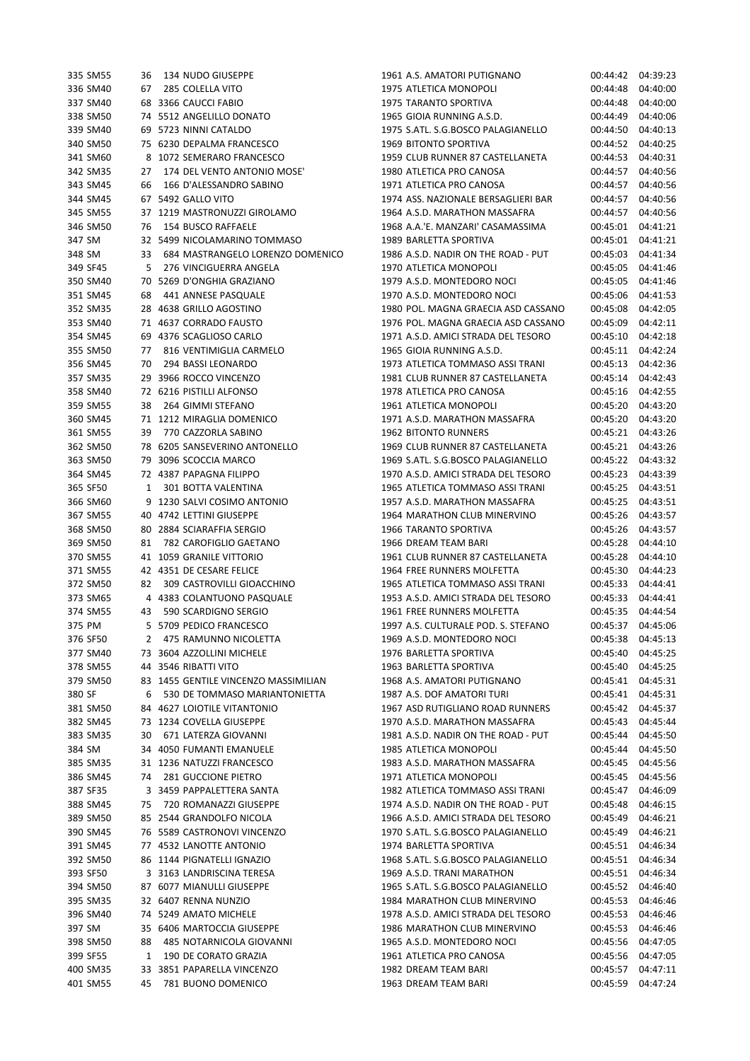| | | | | | | | | |
|---|---|---|---|---|---|---|---|---|
| 335 | SM55 | 36 | 134 | NUDO GIUSEPPE | 1961 | A.S. AMATORI PUTIGNANO | 00:44:42 | 04:39:23 |
| 336 | SM40 | 67 | 285 | COLELLA VITO | 1975 | ATLETICA MONOPOLI | 00:44:48 | 04:40:00 |
| 337 | SM40 | 68 | 3366 | CAUCCI FABIO | 1975 | TARANTO SPORTIVA | 00:44:48 | 04:40:00 |
| 338 | SM50 | 74 | 5512 | ANGELILLO DONATO | 1965 | GIOIA RUNNING A.S.D. | 00:44:49 | 04:40:06 |
| 339 | SM40 | 69 | 5723 | NINNI CATALDO | 1975 | S.ATL. S.G.BOSCO PALAGIANELLO | 00:44:50 | 04:40:13 |
| 340 | SM50 | 75 | 6230 | DEPALMA FRANCESCO | 1969 | BITONTO SPORTIVA | 00:44:52 | 04:40:25 |
| 341 | SM60 | 8 | 1072 | SEMERARO FRANCESCO | 1959 | CLUB RUNNER 87 CASTELLANETA | 00:44:53 | 04:40:31 |
| 342 | SM35 | 27 | 174 | DEL VENTO ANTONIO MOSE' | 1980 | ATLETICA PRO CANOSA | 00:44:57 | 04:40:56 |
| 343 | SM45 | 66 | 166 | D'ALESSANDRO SABINO | 1971 | ATLETICA PRO CANOSA | 00:44:57 | 04:40:56 |
| 344 | SM45 | 67 | 5492 | GALLO VITO | 1974 | ASS. NAZIONALE BERSAGLIERI BAR | 00:44:57 | 04:40:56 |
| 345 | SM55 | 37 | 1219 | MASTRONUZZI GIROLAMO | 1964 | A.S.D. MARATHON MASSAFRA | 00:44:57 | 04:40:56 |
| 346 | SM50 | 76 | 154 | BUSCO RAFFAELE | 1968 | A.A.'E. MANZARI' CASAMASSIMA | 00:45:01 | 04:41:21 |
| 347 | SM | 32 | 5499 | NICOLAMARINO TOMMASO | 1989 | BARLETTA SPORTIVA | 00:45:01 | 04:41:21 |
| 348 | SM | 33 | 684 | MASTRANGELO LORENZO DOMENICO | 1986 | A.S.D. NADIR ON THE ROAD - PUT | 00:45:03 | 04:41:34 |
| 349 | SF45 | 5 | 276 | VINCIGUERRA ANGELA | 1970 | ATLETICA MONOPOLI | 00:45:05 | 04:41:46 |
| 350 | SM40 | 70 | 5269 | D'ONGHIA GRAZIANO | 1979 | A.S.D. MONTEDORO NOCI | 00:45:05 | 04:41:46 |
| 351 | SM45 | 68 | 441 | ANNESE PASQUALE | 1970 | A.S.D. MONTEDORO NOCI | 00:45:06 | 04:41:53 |
| 352 | SM35 | 28 | 4638 | GRILLO AGOSTINO | 1980 | POL. MAGNA GRAECIA ASD CASSANO | 00:45:08 | 04:42:05 |
| 353 | SM40 | 71 | 4637 | CORRADO FAUSTO | 1976 | POL. MAGNA GRAECIA ASD CASSANO | 00:45:09 | 04:42:11 |
| 354 | SM45 | 69 | 4376 | SCAGLIOSO CARLO | 1971 | A.S.D. AMICI STRADA DEL TESORO | 00:45:10 | 04:42:18 |
| 355 | SM50 | 77 | 816 | VENTIMIGLIA CARMELO | 1965 | GIOIA RUNNING A.S.D. | 00:45:11 | 04:42:24 |
| 356 | SM45 | 70 | 294 | BASSI LEONARDO | 1973 | ATLETICA TOMMASO ASSI TRANI | 00:45:13 | 04:42:36 |
| 357 | SM35 | 29 | 3966 | ROCCO VINCENZO | 1981 | CLUB RUNNER 87 CASTELLANETA | 00:45:14 | 04:42:43 |
| 358 | SM40 | 72 | 6216 | PISTILLI ALFONSO | 1978 | ATLETICA PRO CANOSA | 00:45:16 | 04:42:55 |
| 359 | SM55 | 38 | 264 | GIMMI STEFANO | 1961 | ATLETICA MONOPOLI | 00:45:20 | 04:43:20 |
| 360 | SM45 | 71 | 1212 | MIRAGLIA DOMENICO | 1971 | A.S.D. MARATHON MASSAFRA | 00:45:20 | 04:43:20 |
| 361 | SM55 | 39 | 770 | CAZZORLA SABINO | 1962 | BITONTO RUNNERS | 00:45:21 | 04:43:26 |
| 362 | SM50 | 78 | 6205 | SANSEVERINO ANTONELLO | 1969 | CLUB RUNNER 87 CASTELLANETA | 00:45:21 | 04:43:26 |
| 363 | SM50 | 79 | 3096 | SCOCCIA MARCO | 1969 | S.ATL. S.G.BOSCO PALAGIANELLO | 00:45:22 | 04:43:32 |
| 364 | SM45 | 72 | 4387 | PAPAGNA FILIPPO | 1970 | A.S.D. AMICI STRADA DEL TESORO | 00:45:23 | 04:43:39 |
| 365 | SF50 | 1 | 301 | BOTTA VALENTINA | 1965 | ATLETICA TOMMASO ASSI TRANI | 00:45:25 | 04:43:51 |
| 366 | SM60 | 9 | 1230 | SALVI COSIMO ANTONIO | 1957 | A.S.D. MARATHON MASSAFRA | 00:45:25 | 04:43:51 |
| 367 | SM55 | 40 | 4742 | LETTINI GIUSEPPE | 1964 | MARATHON CLUB MINERVINO | 00:45:26 | 04:43:57 |
| 368 | SM50 | 80 | 2884 | SCIARAFFIA SERGIO | 1966 | TARANTO SPORTIVA | 00:45:26 | 04:43:57 |
| 369 | SM50 | 81 | 782 | CAROFIGLIO GAETANO | 1966 | DREAM TEAM BARI | 00:45:28 | 04:44:10 |
| 370 | SM55 | 41 | 1059 | GRANILE VITTORIO | 1961 | CLUB RUNNER 87 CASTELLANETA | 00:45:28 | 04:44:10 |
| 371 | SM55 | 42 | 4351 | DE CESARE FELICE | 1964 | FREE RUNNERS MOLFETTA | 00:45:30 | 04:44:23 |
| 372 | SM50 | 82 | 309 | CASTROVILLI GIOACCHINO | 1965 | ATLETICA TOMMASO ASSI TRANI | 00:45:33 | 04:44:41 |
| 373 | SM65 | 4 | 4383 | COLANTUONO PASQUALE | 1953 | A.S.D. AMICI STRADA DEL TESORO | 00:45:33 | 04:44:41 |
| 374 | SM55 | 43 | 590 | SCARDIGNO SERGIO | 1961 | FREE RUNNERS MOLFETTA | 00:45:35 | 04:44:54 |
| 375 | PM | 5 | 5709 | PEDICO FRANCESCO | 1997 | A.S. CULTURALE POD. S. STEFANO | 00:45:37 | 04:45:06 |
| 376 | SF50 | 2 | 475 | RAMUNNO NICOLETTA | 1969 | A.S.D. MONTEDORO NOCI | 00:45:38 | 04:45:13 |
| 377 | SM40 | 73 | 3604 | AZZOLLINI MICHELE | 1976 | BARLETTA SPORTIVA | 00:45:40 | 04:45:25 |
| 378 | SM55 | 44 | 3546 | RIBATTI VITO | 1963 | BARLETTA SPORTIVA | 00:45:40 | 04:45:25 |
| 379 | SM50 | 83 | 1455 | GENTILE VINCENZO MASSIMILIAN | 1968 | A.S. AMATORI PUTIGNANO | 00:45:41 | 04:45:31 |
| 380 | SF | 6 | 530 | DE TOMMASO MARIANTONIETTA | 1987 | A.S. DOF AMATORI TURI | 00:45:41 | 04:45:31 |
| 381 | SM50 | 84 | 4627 | LOIOTILE VITANTONIO | 1967 | ASD RUTIGLIANO ROAD RUNNERS | 00:45:42 | 04:45:37 |
| 382 | SM45 | 73 | 1234 | COVELLA GIUSEPPE | 1970 | A.S.D. MARATHON MASSAFRA | 00:45:43 | 04:45:44 |
| 383 | SM35 | 30 | 671 | LATERZA GIOVANNI | 1981 | A.S.D. NADIR ON THE ROAD - PUT | 00:45:44 | 04:45:50 |
| 384 | SM | 34 | 4050 | FUMANTI EMANUELE | 1985 | ATLETICA MONOPOLI | 00:45:44 | 04:45:50 |
| 385 | SM35 | 31 | 1236 | NATUZZI FRANCESCO | 1983 | A.S.D. MARATHON MASSAFRA | 00:45:45 | 04:45:56 |
| 386 | SM45 | 74 | 281 | GUCCIONE PIETRO | 1971 | ATLETICA MONOPOLI | 00:45:45 | 04:45:56 |
| 387 | SF35 | 3 | 3459 | PAPPALETTERA SANTA | 1982 | ATLETICA TOMMASO ASSI TRANI | 00:45:47 | 04:46:09 |
| 388 | SM45 | 75 | 720 | ROMANAZZI GIUSEPPE | 1974 | A.S.D. NADIR ON THE ROAD - PUT | 00:45:48 | 04:46:15 |
| 389 | SM50 | 85 | 2544 | GRANDOLFO NICOLA | 1966 | A.S.D. AMICI STRADA DEL TESORO | 00:45:49 | 04:46:21 |
| 390 | SM45 | 76 | 5589 | CASTRONOVI VINCENZO | 1970 | S.ATL. S.G.BOSCO PALAGIANELLO | 00:45:49 | 04:46:21 |
| 391 | SM45 | 77 | 4532 | LANOTTE ANTONIO | 1974 | BARLETTA SPORTIVA | 00:45:51 | 04:46:34 |
| 392 | SM50 | 86 | 1144 | PIGNATELLI IGNAZIO | 1968 | S.ATL. S.G.BOSCO PALAGIANELLO | 00:45:51 | 04:46:34 |
| 393 | SF50 | 3 | 3163 | LANDRISCINA TERESA | 1969 | A.S.D. TRANI MARATHON | 00:45:51 | 04:46:34 |
| 394 | SM50 | 87 | 6077 | MIANULLI GIUSEPPE | 1965 | S.ATL. S.G.BOSCO PALAGIANELLO | 00:45:52 | 04:46:40 |
| 395 | SM35 | 32 | 6407 | RENNA NUNZIO | 1984 | MARATHON CLUB MINERVINO | 00:45:53 | 04:46:46 |
| 396 | SM40 | 74 | 5249 | AMATO MICHELE | 1978 | A.S.D. AMICI STRADA DEL TESORO | 00:45:53 | 04:46:46 |
| 397 | SM | 35 | 6406 | MARTOCCIA GIUSEPPE | 1986 | MARATHON CLUB MINERVINO | 00:45:53 | 04:46:46 |
| 398 | SM50 | 88 | 485 | NOTARNICOLA GIOVANNI | 1965 | A.S.D. MONTEDORO NOCI | 00:45:56 | 04:47:05 |
| 399 | SF55 | 1 | 190 | DE CORATO GRAZIA | 1961 | ATLETICA PRO CANOSA | 00:45:56 | 04:47:05 |
| 400 | SM35 | 33 | 3851 | PAPARELLA VINCENZO | 1982 | DREAM TEAM BARI | 00:45:57 | 04:47:11 |
| 401 | SM55 | 45 | 781 | BUONO DOMENICO | 1963 | DREAM TEAM BARI | 00:45:59 | 04:47:24 |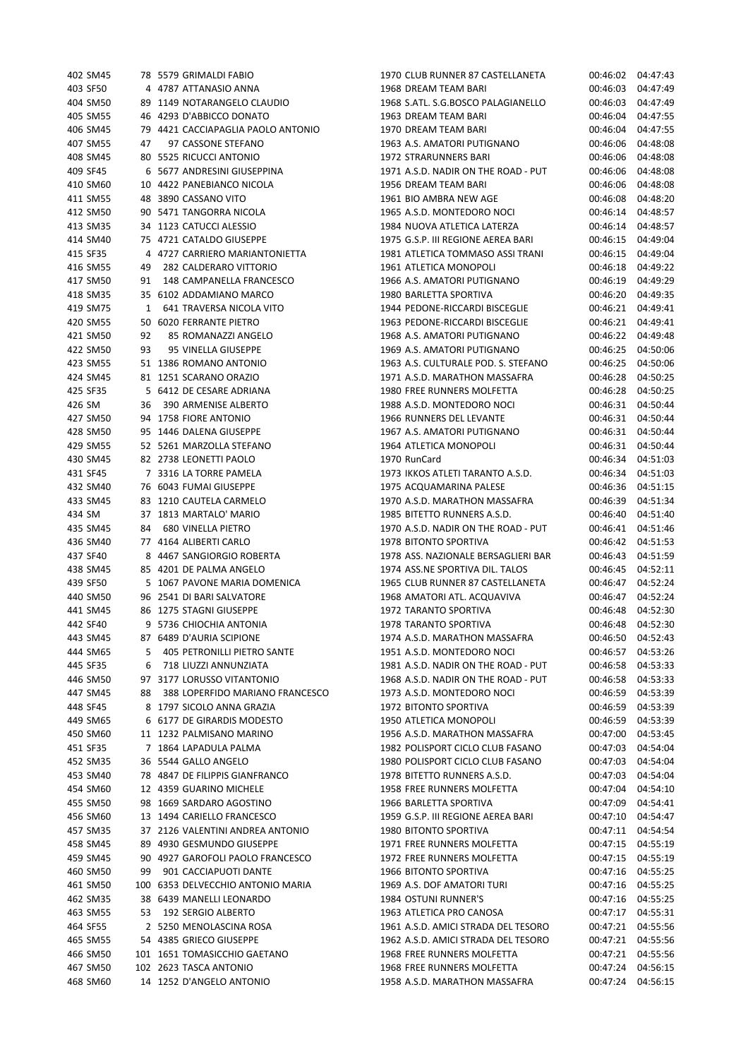| | | | | | | | |
|---|---|---|---|---|---|---|---|
| 402 | SM45 | 78 | 5579 | GRIMALDI FABIO | 1970 CLUB RUNNER 87 CASTELLANETA | 00:46:02 | 04:47:43 |
| 403 | SF50 | 4 | 4787 | ATTANASIO ANNA | 1968 DREAM TEAM BARI | 00:46:03 | 04:47:49 |
| 404 | SM50 | 89 | 1149 | NOTARANGELO CLAUDIO | 1968 S.ATL. S.G.BOSCO PALAGIANELLO | 00:46:03 | 04:47:49 |
| 405 | SM55 | 46 | 4293 | D'ABBICCO DONATO | 1963 DREAM TEAM BARI | 00:46:04 | 04:47:55 |
| 406 | SM45 | 79 | 4421 | CACCIAPAGLIA PAOLO ANTONIO | 1970 DREAM TEAM BARI | 00:46:04 | 04:47:55 |
| 407 | SM55 | 47 | 97 | CASSONE STEFANO | 1963 A.S. AMATORI PUTIGNANO | 00:46:06 | 04:48:08 |
| 408 | SM45 | 80 | 5525 | RICUCCI ANTONIO | 1972 STRARUNNERS BARI | 00:46:06 | 04:48:08 |
| 409 | SF45 | 6 | 5677 | ANDRESINI GIUSEPPINA | 1971 A.S.D. NADIR ON THE ROAD - PUT | 00:46:06 | 04:48:08 |
| 410 | SM60 | 10 | 4422 | PANEBIANCO NICOLA | 1956 DREAM TEAM BARI | 00:46:06 | 04:48:08 |
| 411 | SM55 | 48 | 3890 | CASSANO VITO | 1961 BIO AMBRA NEW AGE | 00:46:08 | 04:48:20 |
| 412 | SM50 | 90 | 5471 | TANGORRA NICOLA | 1965 A.S.D. MONTEDORO NOCI | 00:46:14 | 04:48:57 |
| 413 | SM35 | 34 | 1123 | CATUCCI ALESSIO | 1984 NUOVA ATLETICA LATERZA | 00:46:14 | 04:48:57 |
| 414 | SM40 | 75 | 4721 | CATALDO GIUSEPPE | 1975 G.S.P. III REGIONE AEREA BARI | 00:46:15 | 04:49:04 |
| 415 | SF35 | 4 | 4727 | CARRIERO MARIANTONIETTA | 1981 ATLETICA TOMMASO ASSI TRANI | 00:46:15 | 04:49:04 |
| 416 | SM55 | 49 | 282 | CALDERARO VITTORIO | 1961 ATLETICA MONOPOLI | 00:46:18 | 04:49:22 |
| 417 | SM50 | 91 | 148 | CAMPANELLA FRANCESCO | 1966 A.S. AMATORI PUTIGNANO | 00:46:19 | 04:49:29 |
| 418 | SM35 | 35 | 6102 | ADDAMIANO MARCO | 1980 BARLETTA SPORTIVA | 00:46:20 | 04:49:35 |
| 419 | SM75 | 1 | 641 | TRAVERSA NICOLA VITO | 1944 PEDONE-RICCARDI BISCEGLIE | 00:46:21 | 04:49:41 |
| 420 | SM55 | 50 | 6020 | FERRANTE PIETRO | 1963 PEDONE-RICCARDI BISCEGLIE | 00:46:21 | 04:49:41 |
| 421 | SM50 | 92 | 85 | ROMANAZZI ANGELO | 1968 A.S. AMATORI PUTIGNANO | 00:46:22 | 04:49:48 |
| 422 | SM50 | 93 | 95 | VINELLA GIUSEPPE | 1969 A.S. AMATORI PUTIGNANO | 00:46:25 | 04:50:06 |
| 423 | SM55 | 51 | 1386 | ROMANO ANTONIO | 1963 A.S. CULTURALE POD. S. STEFANO | 00:46:25 | 04:50:06 |
| 424 | SM45 | 81 | 1251 | SCARANO ORAZIO | 1971 A.S.D. MARATHON MASSAFRA | 00:46:28 | 04:50:25 |
| 425 | SF35 | 5 | 6412 | DE CESARE ADRIANA | 1980 FREE RUNNERS MOLFETTA | 00:46:28 | 04:50:25 |
| 426 | SM | 36 | 390 | ARMENISE ALBERTO | 1988 A.S.D. MONTEDORO NOCI | 00:46:31 | 04:50:44 |
| 427 | SM50 | 94 | 1758 | FIORE ANTONIO | 1966 RUNNERS DEL LEVANTE | 00:46:31 | 04:50:44 |
| 428 | SM50 | 95 | 1446 | DALENA GIUSEPPE | 1967 A.S. AMATORI PUTIGNANO | 00:46:31 | 04:50:44 |
| 429 | SM55 | 52 | 5261 | MARZOLLA STEFANO | 1964 ATLETICA MONOPOLI | 00:46:31 | 04:50:44 |
| 430 | SM45 | 82 | 2738 | LEONETTI PAOLO | 1970 RunCard | 00:46:34 | 04:51:03 |
| 431 | SF45 | 7 | 3316 | LA TORRE PAMELA | 1973 IKKOS ATLETI TARANTO A.S.D. | 00:46:34 | 04:51:03 |
| 432 | SM40 | 76 | 6043 | FUMAI GIUSEPPE | 1975 ACQUAMARINA PALESE | 00:46:36 | 04:51:15 |
| 433 | SM45 | 83 | 1210 | CAUTELA CARMELO | 1970 A.S.D. MARATHON MASSAFRA | 00:46:39 | 04:51:34 |
| 434 | SM | 37 | 1813 | MARTALO' MARIO | 1985 BITETTO RUNNERS A.S.D. | 00:46:40 | 04:51:40 |
| 435 | SM45 | 84 | 680 | VINELLA PIETRO | 1970 A.S.D. NADIR ON THE ROAD - PUT | 00:46:41 | 04:51:46 |
| 436 | SM40 | 77 | 4164 | ALIBERTI CARLO | 1978 BITONTO SPORTIVA | 00:46:42 | 04:51:53 |
| 437 | SF40 | 8 | 4467 | SANGIORGIO ROBERTA | 1978 ASS. NAZIONALE BERSAGLIERI BAR | 00:46:43 | 04:51:59 |
| 438 | SM45 | 85 | 4201 | DE PALMA ANGELO | 1974 ASS.NE SPORTIVA DIL. TALOS | 00:46:45 | 04:52:11 |
| 439 | SF50 | 5 | 1067 | PAVONE MARIA DOMENICA | 1965 CLUB RUNNER 87 CASTELLANETA | 00:46:47 | 04:52:24 |
| 440 | SM50 | 96 | 2541 | DI BARI SALVATORE | 1968 AMATORI ATL. ACQUAVIVA | 00:46:47 | 04:52:24 |
| 441 | SM45 | 86 | 1275 | STAGNI GIUSEPPE | 1972 TARANTO SPORTIVA | 00:46:48 | 04:52:30 |
| 442 | SF40 | 9 | 5736 | CHIOCHIA ANTONIA | 1978 TARANTO SPORTIVA | 00:46:48 | 04:52:30 |
| 443 | SM45 | 87 | 6489 | D'AURIA SCIPIONE | 1974 A.S.D. MARATHON MASSAFRA | 00:46:50 | 04:52:43 |
| 444 | SM65 | 5 | 405 | PETRONILLI PIETRO SANTE | 1951 A.S.D. MONTEDORO NOCI | 00:46:57 | 04:53:26 |
| 445 | SF35 | 6 | 718 | LIUZZI ANNUNZIATA | 1981 A.S.D. NADIR ON THE ROAD - PUT | 00:46:58 | 04:53:33 |
| 446 | SM50 | 97 | 3177 | LORUSSO VITANTONIO | 1968 A.S.D. NADIR ON THE ROAD - PUT | 00:46:58 | 04:53:33 |
| 447 | SM45 | 88 | 388 | LOPERFIDO MARIANO FRANCESCO | 1973 A.S.D. MONTEDORO NOCI | 00:46:59 | 04:53:39 |
| 448 | SF45 | 8 | 1797 | SICOLO ANNA GRAZIA | 1972 BITONTO SPORTIVA | 00:46:59 | 04:53:39 |
| 449 | SM65 | 6 | 6177 | DE GIRARDIS MODESTO | 1950 ATLETICA MONOPOLI | 00:46:59 | 04:53:39 |
| 450 | SM60 | 11 | 1232 | PALMISANO MARINO | 1956 A.S.D. MARATHON MASSAFRA | 00:47:00 | 04:53:45 |
| 451 | SF35 | 7 | 1864 | LAPADULA PALMA | 1982 POLISPORT CICLO CLUB FASANO | 00:47:03 | 04:54:04 |
| 452 | SM35 | 36 | 5544 | GALLO ANGELO | 1980 POLISPORT CICLO CLUB FASANO | 00:47:03 | 04:54:04 |
| 453 | SM40 | 78 | 4847 | DE FILIPPIS GIANFRANCO | 1978 BITETTO RUNNERS A.S.D. | 00:47:03 | 04:54:04 |
| 454 | SM60 | 12 | 4359 | GUARINO MICHELE | 1958 FREE RUNNERS MOLFETTA | 00:47:04 | 04:54:10 |
| 455 | SM50 | 98 | 1669 | SARDARO AGOSTINO | 1966 BARLETTA SPORTIVA | 00:47:09 | 04:54:41 |
| 456 | SM60 | 13 | 1494 | CARIELLO FRANCESCO | 1959 G.S.P. III REGIONE AEREA BARI | 00:47:10 | 04:54:47 |
| 457 | SM35 | 37 | 2126 | VALENTINI ANDREA ANTONIO | 1980 BITONTO SPORTIVA | 00:47:11 | 04:54:54 |
| 458 | SM45 | 89 | 4930 | GESMUNDO GIUSEPPE | 1971 FREE RUNNERS MOLFETTA | 00:47:15 | 04:55:19 |
| 459 | SM45 | 90 | 4927 | GAROFOLI PAOLO FRANCESCO | 1972 FREE RUNNERS MOLFETTA | 00:47:15 | 04:55:19 |
| 460 | SM50 | 99 | 901 | CACCIAPUOTI DANTE | 1966 BITONTO SPORTIVA | 00:47:16 | 04:55:25 |
| 461 | SM50 | 100 | 6353 | DELVECCHIO ANTONIO MARIA | 1969 A.S. DOF AMATORI TURI | 00:47:16 | 04:55:25 |
| 462 | SM35 | 38 | 6439 | MANELLI LEONARDO | 1984 OSTUNI RUNNER'S | 00:47:16 | 04:55:25 |
| 463 | SM55 | 53 | 192 | SERGIO ALBERTO | 1963 ATLETICA PRO CANOSA | 00:47:17 | 04:55:31 |
| 464 | SF55 | 2 | 5250 | MENOLASCINA ROSA | 1961 A.S.D. AMICI STRADA DEL TESORO | 00:47:21 | 04:55:56 |
| 465 | SM55 | 54 | 4385 | GRIECO GIUSEPPE | 1962 A.S.D. AMICI STRADA DEL TESORO | 00:47:21 | 04:55:56 |
| 466 | SM50 | 101 | 1651 | TOMASICCHIO GAETANO | 1968 FREE RUNNERS MOLFETTA | 00:47:21 | 04:55:56 |
| 467 | SM50 | 102 | 2623 | TASCA ANTONIO | 1968 FREE RUNNERS MOLFETTA | 00:47:24 | 04:56:15 |
| 468 | SM60 | 14 | 1252 | D'ANGELO ANTONIO | 1958 A.S.D. MARATHON MASSAFRA | 00:47:24 | 04:56:15 |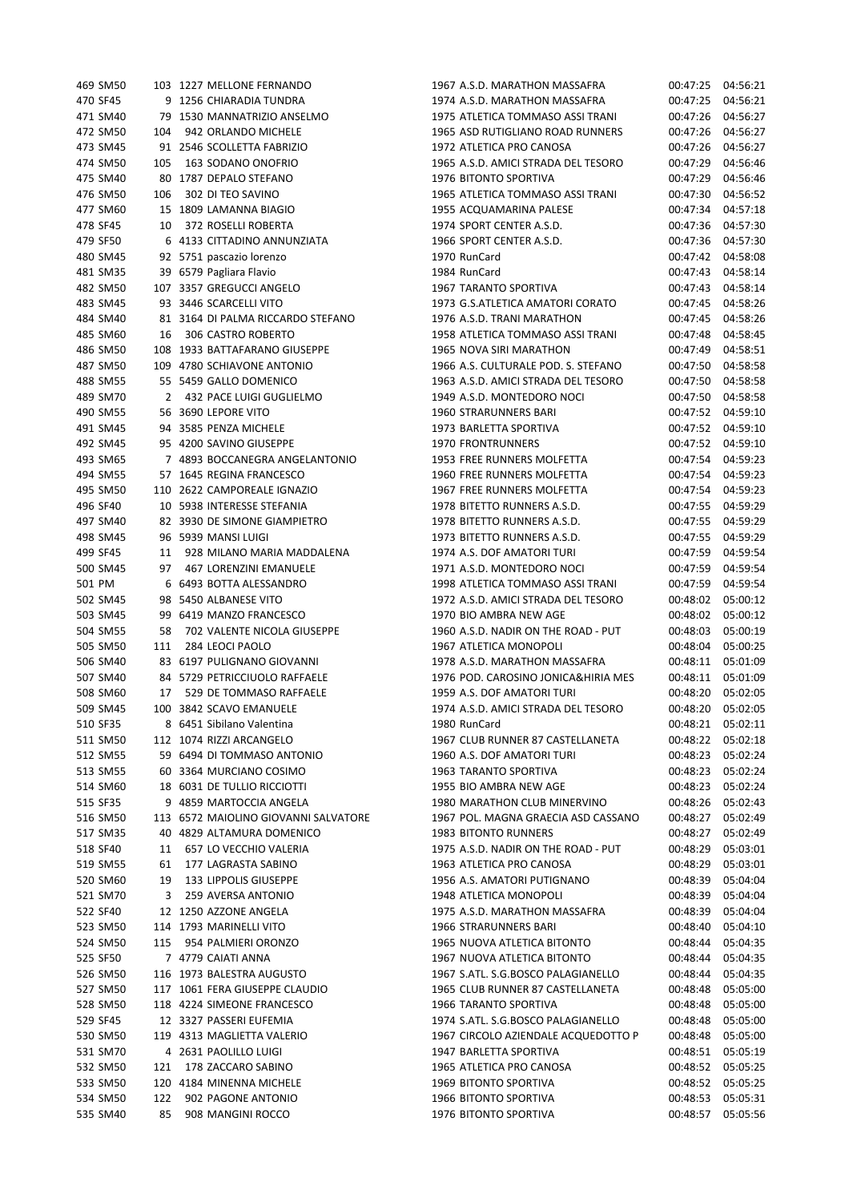| | | | | | | | | |
|---|---|---|---|---|---|---|---|---|
| 469 | SM50 | 103 | 1227 | MELLONE FERNANDO | 1967 | A.S.D. MARATHON MASSAFRA | 00:47:25 | 04:56:21 |
| 470 | SF45 | 9 | 1256 | CHIARADIA TUNDRA | 1974 | A.S.D. MARATHON MASSAFRA | 00:47:25 | 04:56:21 |
| 471 | SM40 | 79 | 1530 | MANNATRIZIO ANSELMO | 1975 | ATLETICA TOMMASO ASSI TRANI | 00:47:26 | 04:56:27 |
| 472 | SM50 | 104 | 942 | ORLANDO MICHELE | 1965 | ASD RUTIGLIANO ROAD RUNNERS | 00:47:26 | 04:56:27 |
| 473 | SM45 | 91 | 2546 | SCOLLETTA FABRIZIO | 1972 | ATLETICA PRO CANOSA | 00:47:26 | 04:56:27 |
| 474 | SM50 | 105 | 163 | SODANO ONOFRIO | 1965 | A.S.D. AMICI STRADA DEL TESORO | 00:47:29 | 04:56:46 |
| 475 | SM40 | 80 | 1787 | DEPALO STEFANO | 1976 | BITONTO SPORTIVA | 00:47:29 | 04:56:46 |
| 476 | SM50 | 106 | 302 | DI TEO SAVINO | 1965 | ATLETICA TOMMASO ASSI TRANI | 00:47:30 | 04:56:52 |
| 477 | SM60 | 15 | 1809 | LAMANNA BIAGIO | 1955 | ACQUAMARINA PALESE | 00:47:34 | 04:57:18 |
| 478 | SF45 | 10 | 372 | ROSELLI ROBERTA | 1974 | SPORT CENTER A.S.D. | 00:47:36 | 04:57:30 |
| 479 | SF50 | 6 | 4133 | CITTADINO ANNUNZIATA | 1966 | SPORT CENTER A.S.D. | 00:47:36 | 04:57:30 |
| 480 | SM45 | 92 | 5751 | pascazio lorenzo | 1970 | RunCard | 00:47:42 | 04:58:08 |
| 481 | SM35 | 39 | 6579 | Pagliara Flavio | 1984 | RunCard | 00:47:43 | 04:58:14 |
| 482 | SM50 | 107 | 3357 | GREGUCCI ANGELO | 1967 | TARANTO SPORTIVA | 00:47:43 | 04:58:14 |
| 483 | SM45 | 93 | 3446 | SCARCELLI VITO | 1973 | G.S.ATLETICA AMATORI CORATO | 00:47:45 | 04:58:26 |
| 484 | SM40 | 81 | 3164 | DI PALMA RICCARDO STEFANO | 1976 | A.S.D. TRANI MARATHON | 00:47:45 | 04:58:26 |
| 485 | SM60 | 16 | 306 | CASTRO ROBERTO | 1958 | ATLETICA TOMMASO ASSI TRANI | 00:47:48 | 04:58:45 |
| 486 | SM50 | 108 | 1933 | BATTAFARANO GIUSEPPE | 1965 | NOVA SIRI MARATHON | 00:47:49 | 04:58:51 |
| 487 | SM50 | 109 | 4780 | SCHIAVONE ANTONIO | 1966 | A.S. CULTURALE POD. S. STEFANO | 00:47:50 | 04:58:58 |
| 488 | SM55 | 55 | 5459 | GALLO DOMENICO | 1963 | A.S.D. AMICI STRADA DEL TESORO | 00:47:50 | 04:58:58 |
| 489 | SM70 | 2 | 432 | PACE LUIGI GUGLIELMO | 1949 | A.S.D. MONTEDORO NOCI | 00:47:50 | 04:58:58 |
| 490 | SM55 | 56 | 3690 | LEPORE VITO | 1960 | STRARUNNERS BARI | 00:47:52 | 04:59:10 |
| 491 | SM45 | 94 | 3585 | PENZA MICHELE | 1973 | BARLETTA SPORTIVA | 00:47:52 | 04:59:10 |
| 492 | SM45 | 95 | 4200 | SAVINO GIUSEPPE | 1970 | FRONTRUNNERS | 00:47:52 | 04:59:10 |
| 493 | SM65 | 7 | 4893 | BOCCANEGRA ANGELANTONIO | 1953 | FREE RUNNERS MOLFETTA | 00:47:54 | 04:59:23 |
| 494 | SM55 | 57 | 1645 | REGINA FRANCESCO | 1960 | FREE RUNNERS MOLFETTA | 00:47:54 | 04:59:23 |
| 495 | SM50 | 110 | 2622 | CAMPOREALE IGNAZIO | 1967 | FREE RUNNERS MOLFETTA | 00:47:54 | 04:59:23 |
| 496 | SF40 | 10 | 5938 | INTERESSE STEFANIA | 1978 | BITETTO RUNNERS A.S.D. | 00:47:55 | 04:59:29 |
| 497 | SM40 | 82 | 3930 | DE SIMONE GIAMPIETRO | 1978 | BITETTO RUNNERS A.S.D. | 00:47:55 | 04:59:29 |
| 498 | SM45 | 96 | 5939 | MANSI LUIGI | 1973 | BITETTO RUNNERS A.S.D. | 00:47:55 | 04:59:29 |
| 499 | SF45 | 11 | 928 | MILANO MARIA MADDALENA | 1974 | A.S. DOF AMATORI TURI | 00:47:59 | 04:59:54 |
| 500 | SM45 | 97 | 467 | LORENZINI EMANUELE | 1971 | A.S.D. MONTEDORO NOCI | 00:47:59 | 04:59:54 |
| 501 | PM | 6 | 6493 | BOTTA ALESSANDRO | 1998 | ATLETICA TOMMASO ASSI TRANI | 00:47:59 | 04:59:54 |
| 502 | SM45 | 98 | 5450 | ALBANESE VITO | 1972 | A.S.D. AMICI STRADA DEL TESORO | 00:48:02 | 05:00:12 |
| 503 | SM45 | 99 | 6419 | MANZO FRANCESCO | 1970 | BIO AMBRA NEW AGE | 00:48:02 | 05:00:12 |
| 504 | SM55 | 58 | 702 | VALENTE NICOLA GIUSEPPE | 1960 | A.S.D. NADIR ON THE ROAD - PUT | 00:48:03 | 05:00:19 |
| 505 | SM50 | 111 | 284 | LEOCI PAOLO | 1967 | ATLETICA MONOPOLI | 00:48:04 | 05:00:25 |
| 506 | SM40 | 83 | 6197 | PULIGNANO GIOVANNI | 1978 | A.S.D. MARATHON MASSAFRA | 00:48:11 | 05:01:09 |
| 507 | SM40 | 84 | 5729 | PETRICCIUOLO RAFFAELE | 1976 | POD. CAROSINO JONICA&HIRIA MES | 00:48:11 | 05:01:09 |
| 508 | SM60 | 17 | 529 | DE TOMMASO RAFFAELE | 1959 | A.S. DOF AMATORI TURI | 00:48:20 | 05:02:05 |
| 509 | SM45 | 100 | 3842 | SCAVO EMANUELE | 1974 | A.S.D. AMICI STRADA DEL TESORO | 00:48:20 | 05:02:05 |
| 510 | SF35 | 8 | 6451 | Sibilano Valentina | 1980 | RunCard | 00:48:21 | 05:02:11 |
| 511 | SM50 | 112 | 1074 | RIZZI ARCANGELO | 1967 | CLUB RUNNER 87 CASTELLANETA | 00:48:22 | 05:02:18 |
| 512 | SM55 | 59 | 6494 | DI TOMMASO ANTONIO | 1960 | A.S. DOF AMATORI TURI | 00:48:23 | 05:02:24 |
| 513 | SM55 | 60 | 3364 | MURCIANO COSIMO | 1963 | TARANTO SPORTIVA | 00:48:23 | 05:02:24 |
| 514 | SM60 | 18 | 6031 | DE TULLIO RICCIOTTI | 1955 | BIO AMBRA NEW AGE | 00:48:23 | 05:02:24 |
| 515 | SF35 | 9 | 4859 | MARTOCCIA ANGELA | 1980 | MARATHON CLUB MINERVINO | 00:48:26 | 05:02:43 |
| 516 | SM50 | 113 | 6572 | MAIOLINO GIOVANNI SALVATORE | 1967 | POL. MAGNA GRAECIA ASD CASSANO | 00:48:27 | 05:02:49 |
| 517 | SM35 | 40 | 4829 | ALTAMURA DOMENICO | 1983 | BITONTO RUNNERS | 00:48:27 | 05:02:49 |
| 518 | SF40 | 11 | 657 | LO VECCHIO VALERIA | 1975 | A.S.D. NADIR ON THE ROAD - PUT | 00:48:29 | 05:03:01 |
| 519 | SM55 | 61 | 177 | LAGRASTA SABINO | 1963 | ATLETICA PRO CANOSA | 00:48:29 | 05:03:01 |
| 520 | SM60 | 19 | 133 | LIPPOLIS GIUSEPPE | 1956 | A.S. AMATORI PUTIGNANO | 00:48:39 | 05:04:04 |
| 521 | SM70 | 3 | 259 | AVERSA ANTONIO | 1948 | ATLETICA MONOPOLI | 00:48:39 | 05:04:04 |
| 522 | SF40 | 12 | 1250 | AZZONE ANGELA | 1975 | A.S.D. MARATHON MASSAFRA | 00:48:39 | 05:04:04 |
| 523 | SM50 | 114 | 1793 | MARINELLI VITO | 1966 | STRARUNNERS BARI | 00:48:40 | 05:04:10 |
| 524 | SM50 | 115 | 954 | PALMIERI ORONZO | 1965 | NUOVA ATLETICA BITONTO | 00:48:44 | 05:04:35 |
| 525 | SF50 | 7 | 4779 | CAIATI ANNA | 1967 | NUOVA ATLETICA BITONTO | 00:48:44 | 05:04:35 |
| 526 | SM50 | 116 | 1973 | BALESTRA AUGUSTO | 1967 | S.ATL. S.G.BOSCO PALAGIANELLO | 00:48:44 | 05:04:35 |
| 527 | SM50 | 117 | 1061 | FERA GIUSEPPE CLAUDIO | 1965 | CLUB RUNNER 87 CASTELLANETA | 00:48:48 | 05:05:00 |
| 528 | SM50 | 118 | 4224 | SIMEONE FRANCESCO | 1966 | TARANTO SPORTIVA | 00:48:48 | 05:05:00 |
| 529 | SF45 | 12 | 3327 | PASSERI EUFEMIA | 1974 | S.ATL. S.G.BOSCO PALAGIANELLO | 00:48:48 | 05:05:00 |
| 530 | SM50 | 119 | 4313 | MAGLIETTA VALERIO | 1967 | CIRCOLO AZIENDALE ACQUEDOTTO P | 00:48:48 | 05:05:00 |
| 531 | SM70 | 4 | 2631 | PAOLILLO LUIGI | 1947 | BARLETTA SPORTIVA | 00:48:51 | 05:05:19 |
| 532 | SM50 | 121 | 178 | ZACCARO SABINO | 1965 | ATLETICA PRO CANOSA | 00:48:52 | 05:05:25 |
| 533 | SM50 | 120 | 4184 | MINENNA MICHELE | 1969 | BITONTO SPORTIVA | 00:48:52 | 05:05:25 |
| 534 | SM50 | 122 | 902 | PAGONE ANTONIO | 1966 | BITONTO SPORTIVA | 00:48:53 | 05:05:31 |
| 535 | SM40 | 85 | 908 | MANGINI ROCCO | 1976 | BITONTO SPORTIVA | 00:48:57 | 05:05:56 |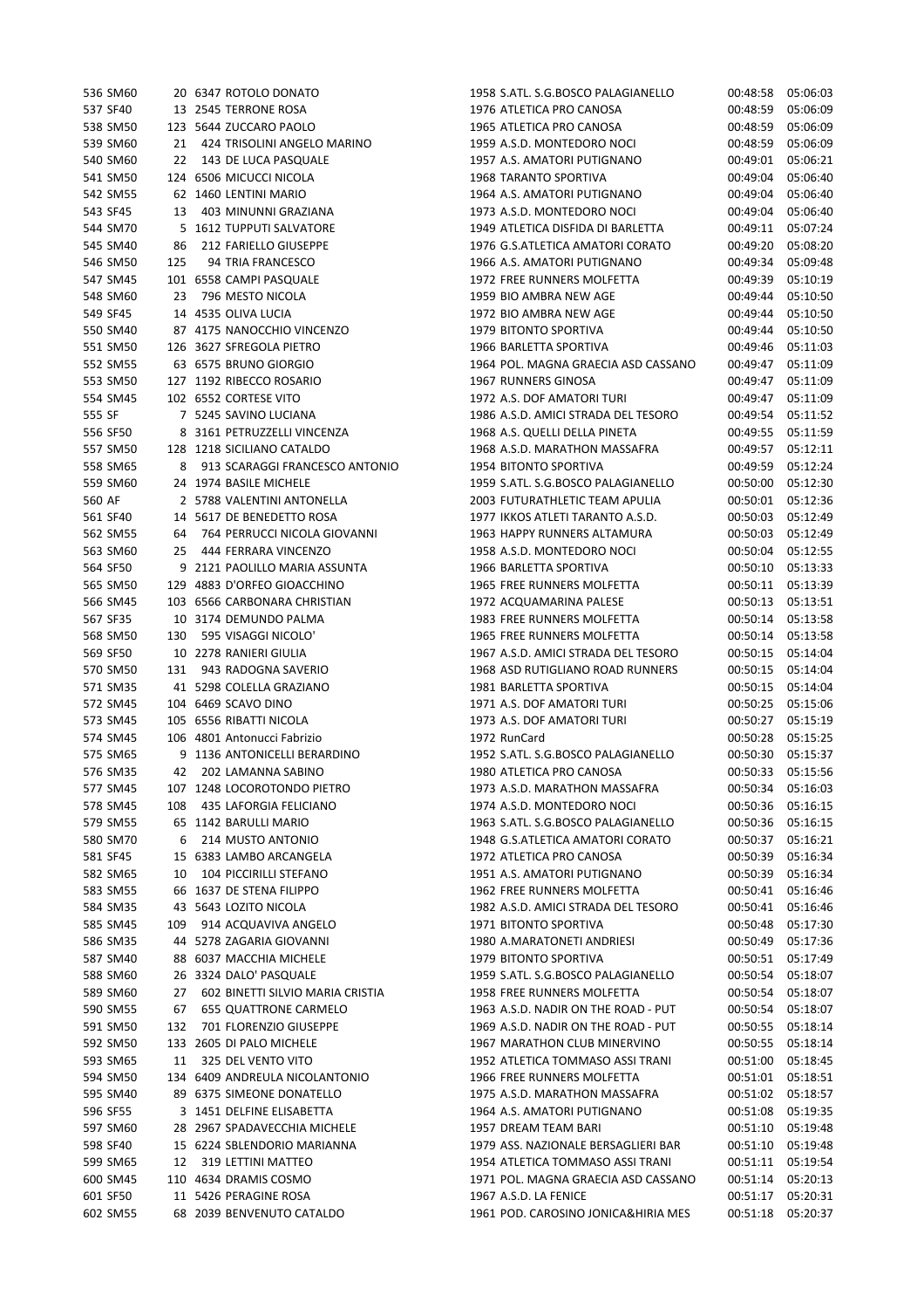| | | | | | | | | |
|---|---|---|---|---|---|---|---|---|
| 536 | SM60 | 20 | 6347 | ROTOLO DONATO | 1958 | S.ATL. S.G.BOSCO PALAGIANELLO | 00:48:58 | 05:06:03 |
| 537 | SF40 | 13 | 2545 | TERRONE ROSA | 1976 | ATLETICA PRO CANOSA | 00:48:59 | 05:06:09 |
| 538 | SM50 | 123 | 5644 | ZUCCARO PAOLO | 1965 | ATLETICA PRO CANOSA | 00:48:59 | 05:06:09 |
| 539 | SM60 | 21 | 424 | TRISOLINI ANGELO MARINO | 1959 | A.S.D. MONTEDORO NOCI | 00:48:59 | 05:06:09 |
| 540 | SM60 | 22 | 143 | DE LUCA PASQUALE | 1957 | A.S. AMATORI PUTIGNANO | 00:49:01 | 05:06:21 |
| 541 | SM50 | 124 | 6506 | MICUCCI NICOLA | 1968 | TARANTO SPORTIVA | 00:49:04 | 05:06:40 |
| 542 | SM55 | 62 | 1460 | LENTINI MARIO | 1964 | A.S. AMATORI PUTIGNANO | 00:49:04 | 05:06:40 |
| 543 | SF45 | 13 | 403 | MINUNNI GRAZIANA | 1973 | A.S.D. MONTEDORO NOCI | 00:49:04 | 05:06:40 |
| 544 | SM70 | 5 | 1612 | TUPPUTI SALVATORE | 1949 | ATLETICA DISFIDA DI BARLETTA | 00:49:11 | 05:07:24 |
| 545 | SM40 | 86 | 212 | FARIELLO GIUSEPPE | 1976 | G.S.ATLETICA AMATORI CORATO | 00:49:20 | 05:08:20 |
| 546 | SM50 | 125 | 94 | TRIA FRANCESCO | 1966 | A.S. AMATORI PUTIGNANO | 00:49:34 | 05:09:48 |
| 547 | SM45 | 101 | 6558 | CAMPI PASQUALE | 1972 | FREE RUNNERS MOLFETTA | 00:49:39 | 05:10:19 |
| 548 | SM60 | 23 | 796 | MESTO NICOLA | 1959 | BIO AMBRA NEW AGE | 00:49:44 | 05:10:50 |
| 549 | SF45 | 14 | 4535 | OLIVA LUCIA | 1972 | BIO AMBRA NEW AGE | 00:49:44 | 05:10:50 |
| 550 | SM40 | 87 | 4175 | NANOCCHIO VINCENZO | 1979 | BITONTO SPORTIVA | 00:49:44 | 05:10:50 |
| 551 | SM50 | 126 | 3627 | SFREGOLA PIETRO | 1966 | BARLETTA SPORTIVA | 00:49:46 | 05:11:03 |
| 552 | SM55 | 63 | 6575 | BRUNO GIORGIO | 1964 | POL. MAGNA GRAECIA ASD CASSANO | 00:49:47 | 05:11:09 |
| 553 | SM50 | 127 | 1192 | RIBECCO ROSARIO | 1967 | RUNNERS GINOSA | 00:49:47 | 05:11:09 |
| 554 | SM45 | 102 | 6552 | CORTESE VITO | 1972 | A.S. DOF AMATORI TURI | 00:49:47 | 05:11:09 |
| 555 | SF | 7 | 5245 | SAVINO LUCIANA | 1986 | A.S.D. AMICI STRADA DEL TESORO | 00:49:54 | 05:11:52 |
| 556 | SF50 | 8 | 3161 | PETRUZZELLI VINCENZA | 1968 | A.S. QUELLI DELLA PINETA | 00:49:55 | 05:11:59 |
| 557 | SM50 | 128 | 1218 | SICILIANO CATALDO | 1968 | A.S.D. MARATHON MASSAFRA | 00:49:57 | 05:12:11 |
| 558 | SM65 | 8 | 913 | SCARAGGI FRANCESCO ANTONIO | 1954 | BITONTO SPORTIVA | 00:49:59 | 05:12:24 |
| 559 | SM60 | 24 | 1974 | BASILE MICHELE | 1959 | S.ATL. S.G.BOSCO PALAGIANELLO | 00:50:00 | 05:12:30 |
| 560 | AF | 2 | 5788 | VALENTINI ANTONELLA | 2003 | FUTURATHLETIC TEAM APULIA | 00:50:01 | 05:12:36 |
| 561 | SF40 | 14 | 5617 | DE BENEDETTO ROSA | 1977 | IKKOS ATLETI TARANTO A.S.D. | 00:50:03 | 05:12:49 |
| 562 | SM55 | 64 | 764 | PERRUCCI NICOLA GIOVANNI | 1963 | HAPPY RUNNERS ALTAMURA | 00:50:03 | 05:12:49 |
| 563 | SM60 | 25 | 444 | FERRARA VINCENZO | 1958 | A.S.D. MONTEDORO NOCI | 00:50:04 | 05:12:55 |
| 564 | SF50 | 9 | 2121 | PAOLILLO MARIA ASSUNTA | 1966 | BARLETTA SPORTIVA | 00:50:10 | 05:13:33 |
| 565 | SM50 | 129 | 4883 | D'ORFEO GIOACCHINO | 1965 | FREE RUNNERS MOLFETTA | 00:50:11 | 05:13:39 |
| 566 | SM45 | 103 | 6566 | CARBONARA CHRISTIAN | 1972 | ACQUAMARINA PALESE | 00:50:13 | 05:13:51 |
| 567 | SF35 | 10 | 3174 | DEMUNDO PALMA | 1983 | FREE RUNNERS MOLFETTA | 00:50:14 | 05:13:58 |
| 568 | SM50 | 130 | 595 | VISAGGI NICOLO' | 1965 | FREE RUNNERS MOLFETTA | 00:50:14 | 05:13:58 |
| 569 | SF50 | 10 | 2278 | RANIERI GIULIA | 1967 | A.S.D. AMICI STRADA DEL TESORO | 00:50:15 | 05:14:04 |
| 570 | SM50 | 131 | 943 | RADOGNA SAVERIO | 1968 | ASD RUTIGLIANO ROAD RUNNERS | 00:50:15 | 05:14:04 |
| 571 | SM35 | 41 | 5298 | COLELLA GRAZIANO | 1981 | BARLETTA SPORTIVA | 00:50:15 | 05:14:04 |
| 572 | SM45 | 104 | 6469 | SCAVO DINO | 1971 | A.S. DOF AMATORI TURI | 00:50:25 | 05:15:06 |
| 573 | SM45 | 105 | 6556 | RIBATTI NICOLA | 1973 | A.S. DOF AMATORI TURI | 00:50:27 | 05:15:19 |
| 574 | SM45 | 106 | 4801 | Antonucci Fabrizio | 1972 | RunCard | 00:50:28 | 05:15:25 |
| 575 | SM65 | 9 | 1136 | ANTONICELLI BERARDINO | 1952 | S.ATL. S.G.BOSCO PALAGIANELLO | 00:50:30 | 05:15:37 |
| 576 | SM35 | 42 | 202 | LAMANNA SABINO | 1980 | ATLETICA PRO CANOSA | 00:50:33 | 05:15:56 |
| 577 | SM45 | 107 | 1248 | LOCOROTONDO PIETRO | 1973 | A.S.D. MARATHON MASSAFRA | 00:50:34 | 05:16:03 |
| 578 | SM45 | 108 | 435 | LAFORGIA FELICIANO | 1974 | A.S.D. MONTEDORO NOCI | 00:50:36 | 05:16:15 |
| 579 | SM55 | 65 | 1142 | BARULLI MARIO | 1963 | S.ATL. S.G.BOSCO PALAGIANELLO | 00:50:36 | 05:16:15 |
| 580 | SM70 | 6 | 214 | MUSTO ANTONIO | 1948 | G.S.ATLETICA AMATORI CORATO | 00:50:37 | 05:16:21 |
| 581 | SF45 | 15 | 6383 | LAMBO ARCANGELA | 1972 | ATLETICA PRO CANOSA | 00:50:39 | 05:16:34 |
| 582 | SM65 | 10 | 104 | PICCIRILLI STEFANO | 1951 | A.S. AMATORI PUTIGNANO | 00:50:39 | 05:16:34 |
| 583 | SM55 | 66 | 1637 | DE STENA FILIPPO | 1962 | FREE RUNNERS MOLFETTA | 00:50:41 | 05:16:46 |
| 584 | SM35 | 43 | 5643 | LOZITO NICOLA | 1982 | A.S.D. AMICI STRADA DEL TESORO | 00:50:41 | 05:16:46 |
| 585 | SM45 | 109 | 914 | ACQUAVIVA ANGELO | 1971 | BITONTO SPORTIVA | 00:50:48 | 05:17:30 |
| 586 | SM35 | 44 | 5278 | ZAGARIA GIOVANNI | 1980 | A.MARATONETI ANDRIESI | 00:50:49 | 05:17:36 |
| 587 | SM40 | 88 | 6037 | MACCHIA MICHELE | 1979 | BITONTO SPORTIVA | 00:50:51 | 05:17:49 |
| 588 | SM60 | 26 | 3324 | DALO' PASQUALE | 1959 | S.ATL. S.G.BOSCO PALAGIANELLO | 00:50:54 | 05:18:07 |
| 589 | SM60 | 27 | 602 | BINETTI SILVIO MARIA CRISTIA | 1958 | FREE RUNNERS MOLFETTA | 00:50:54 | 05:18:07 |
| 590 | SM55 | 67 | 655 | QUATTRONE CARMELO | 1963 | A.S.D. NADIR ON THE ROAD - PUT | 00:50:54 | 05:18:07 |
| 591 | SM50 | 132 | 701 | FLORENZIO GIUSEPPE | 1969 | A.S.D. NADIR ON THE ROAD - PUT | 00:50:55 | 05:18:14 |
| 592 | SM50 | 133 | 2605 | DI PALO MICHELE | 1967 | MARATHON CLUB MINERVINO | 00:50:55 | 05:18:14 |
| 593 | SM65 | 11 | 325 | DEL VENTO VITO | 1952 | ATLETICA TOMMASO ASSI TRANI | 00:51:00 | 05:18:45 |
| 594 | SM50 | 134 | 6409 | ANDREULA NICOLANTONIO | 1966 | FREE RUNNERS MOLFETTA | 00:51:01 | 05:18:51 |
| 595 | SM40 | 89 | 6375 | SIMEONE DONATELLO | 1975 | A.S.D. MARATHON MASSAFRA | 00:51:02 | 05:18:57 |
| 596 | SF55 | 3 | 1451 | DELFINE ELISABETTA | 1964 | A.S. AMATORI PUTIGNANO | 00:51:08 | 05:19:35 |
| 597 | SM60 | 28 | 2967 | SPADAVECCHIA MICHELE | 1957 | DREAM TEAM BARI | 00:51:10 | 05:19:48 |
| 598 | SF40 | 15 | 6224 | SBLENDORIO MARIANNA | 1979 | ASS. NAZIONALE BERSAGLIERI BAR | 00:51:10 | 05:19:48 |
| 599 | SM65 | 12 | 319 | LETTINI MATTEO | 1954 | ATLETICA TOMMASO ASSI TRANI | 00:51:11 | 05:19:54 |
| 600 | SM45 | 110 | 4634 | DRAMIS COSMO | 1971 | POL. MAGNA GRAECIA ASD CASSANO | 00:51:14 | 05:20:13 |
| 601 | SF50 | 11 | 5426 | PERAGINE ROSA | 1967 | A.S.D. LA FENICE | 00:51:17 | 05:20:31 |
| 602 | SM55 | 68 | 2039 | BENVENUTO CATALDO | 1961 | POD. CAROSINO JONICA&HIRIA MES | 00:51:18 | 05:20:37 |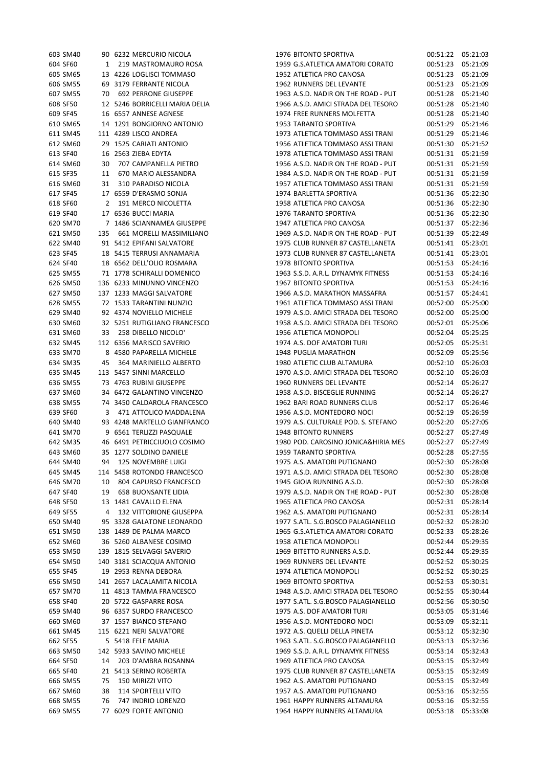| | | | | | | | |
|---|---|---|---|---|---|---|---|
| 603 | SM40 | 90 | 6232 MERCURIO NICOLA | 1976 | BITONTO SPORTIVA | 00:51:22 | 05:21:03 |
| 604 | SF60 | 1 | 219 MASTROMAURO ROSA | 1959 | G.S.ATLETICA AMATORI CORATO | 00:51:23 | 05:21:09 |
| 605 | SM65 | 13 | 4226 LOGLISCI TOMMASO | 1952 | ATLETICA PRO CANOSA | 00:51:23 | 05:21:09 |
| 606 | SM55 | 69 | 3179 FERRANTE NICOLA | 1962 | RUNNERS DEL LEVANTE | 00:51:23 | 05:21:09 |
| 607 | SM55 | 70 | 692 PERRONE GIUSEPPE | 1963 | A.S.D. NADIR ON THE ROAD - PUT | 00:51:28 | 05:21:40 |
| 608 | SF50 | 12 | 5246 BORRICELLI MARIA DELIA | 1966 | A.S.D. AMICI STRADA DEL TESORO | 00:51:28 | 05:21:40 |
| 609 | SF45 | 16 | 6557 ANNESE AGNESE | 1974 | FREE RUNNERS MOLFETTA | 00:51:28 | 05:21:40 |
| 610 | SM65 | 14 | 1291 BONGIORNO ANTONIO | 1953 | TARANTO SPORTIVA | 00:51:29 | 05:21:46 |
| 611 | SM45 | 111 | 4289 LISCO ANDREA | 1973 | ATLETICA TOMMASO ASSI TRANI | 00:51:29 | 05:21:46 |
| 612 | SM60 | 29 | 1525 CARIATI ANTONIO | 1956 | ATLETICA TOMMASO ASSI TRANI | 00:51:30 | 05:21:52 |
| 613 | SF40 | 16 | 2563 ZIEBA EDYTA | 1978 | ATLETICA TOMMASO ASSI TRANI | 00:51:31 | 05:21:59 |
| 614 | SM60 | 30 | 707 CAMPANELLA PIETRO | 1956 | A.S.D. NADIR ON THE ROAD - PUT | 00:51:31 | 05:21:59 |
| 615 | SF35 | 11 | 670 MARIO ALESSANDRA | 1984 | A.S.D. NADIR ON THE ROAD - PUT | 00:51:31 | 05:21:59 |
| 616 | SM60 | 31 | 310 PARADISO NICOLA | 1957 | ATLETICA TOMMASO ASSI TRANI | 00:51:31 | 05:21:59 |
| 617 | SF45 | 17 | 6559 D'ERASMO SONJA | 1974 | BARLETTA SPORTIVA | 00:51:36 | 05:22:30 |
| 618 | SF60 | 2 | 191 MERCO NICOLETTA | 1958 | ATLETICA PRO CANOSA | 00:51:36 | 05:22:30 |
| 619 | SF40 | 17 | 6536 BUCCI MARIA | 1976 | TARANTO SPORTIVA | 00:51:36 | 05:22:30 |
| 620 | SM70 | 7 | 1486 SCIANNAMEA GIUSEPPE | 1947 | ATLETICA PRO CANOSA | 00:51:37 | 05:22:36 |
| 621 | SM50 | 135 | 661 MORELLI MASSIMILIANO | 1969 | A.S.D. NADIR ON THE ROAD - PUT | 00:51:39 | 05:22:49 |
| 622 | SM40 | 91 | 5412 EPIFANI SALVATORE | 1975 | CLUB RUNNER 87 CASTELLANETA | 00:51:41 | 05:23:01 |
| 623 | SF45 | 18 | 5415 TERRUSI ANNAMARIA | 1973 | CLUB RUNNER 87 CASTELLANETA | 00:51:41 | 05:23:01 |
| 624 | SF40 | 18 | 6562 DELL'OLIO ROSMARA | 1978 | BITONTO SPORTIVA | 00:51:53 | 05:24:16 |
| 625 | SM55 | 71 | 1778 SCHIRALLI DOMENICO | 1963 | S.S.D. A.R.L. DYNAMYK FITNESS | 00:51:53 | 05:24:16 |
| 626 | SM50 | 136 | 6233 MINUNNO VINCENZO | 1967 | BITONTO SPORTIVA | 00:51:53 | 05:24:16 |
| 627 | SM50 | 137 | 1233 MAGGI SALVATORE | 1966 | A.S.D. MARATHON MASSAFRA | 00:51:57 | 05:24:41 |
| 628 | SM55 | 72 | 1533 TARANTINI NUNZIO | 1961 | ATLETICA TOMMASO ASSI TRANI | 00:52:00 | 05:25:00 |
| 629 | SM40 | 92 | 4374 NOVIELLO MICHELE | 1979 | A.S.D. AMICI STRADA DEL TESORO | 00:52:00 | 05:25:00 |
| 630 | SM60 | 32 | 5251 RUTIGLIANO FRANCESCO | 1958 | A.S.D. AMICI STRADA DEL TESORO | 00:52:01 | 05:25:06 |
| 631 | SM60 | 33 | 258 DIBELLO NICOLO' | 1956 | ATLETICA MONOPOLI | 00:52:04 | 05:25:25 |
| 632 | SM45 | 112 | 6356 MARISCO SAVERIO | 1974 | A.S. DOF AMATORI TURI | 00:52:05 | 05:25:31 |
| 633 | SM70 | 8 | 4580 PAPARELLA MICHELE | 1948 | PUGLIA MARATHON | 00:52:09 | 05:25:56 |
| 634 | SM35 | 45 | 364 MARINIELLO ALBERTO | 1980 | ATLETIC CLUB ALTAMURA | 00:52:10 | 05:26:03 |
| 635 | SM45 | 113 | 5457 SINNI MARCELLO | 1970 | A.S.D. AMICI STRADA DEL TESORO | 00:52:10 | 05:26:03 |
| 636 | SM55 | 73 | 4763 RUBINI GIUSEPPE | 1960 | RUNNERS DEL LEVANTE | 00:52:14 | 05:26:27 |
| 637 | SM60 | 34 | 6472 GALANTINO VINCENZO | 1958 | A.S.D. BISCEGLIE RUNNING | 00:52:14 | 05:26:27 |
| 638 | SM55 | 74 | 3450 CALDAROLA FRANCESCO | 1962 | BARI ROAD RUNNERS CLUB | 00:52:17 | 05:26:46 |
| 639 | SF60 | 3 | 471 ATTOLICO MADDALENA | 1956 | A.S.D. MONTEDORO NOCI | 00:52:19 | 05:26:59 |
| 640 | SM40 | 93 | 4248 MARTELLO GIANFRANCO | 1979 | A.S. CULTURALE POD. S. STEFANO | 00:52:20 | 05:27:05 |
| 641 | SM70 | 9 | 6561 TERLIZZI PASQUALE | 1948 | BITONTO RUNNERS | 00:52:27 | 05:27:49 |
| 642 | SM35 | 46 | 6491 PETRICCIUOLO COSIMO | 1980 | POD. CAROSINO JONICA&HIRIA MES | 00:52:27 | 05:27:49 |
| 643 | SM60 | 35 | 1277 SOLDINO DANIELE | 1959 | TARANTO SPORTIVA | 00:52:28 | 05:27:55 |
| 644 | SM40 | 94 | 125 NOVEMBRE LUIGI | 1975 | A.S. AMATORI PUTIGNANO | 00:52:30 | 05:28:08 |
| 645 | SM45 | 114 | 5458 ROTONDO FRANCESCO | 1971 | A.S.D. AMICI STRADA DEL TESORO | 00:52:30 | 05:28:08 |
| 646 | SM70 | 10 | 804 CAPURSO FRANCESCO | 1945 | GIOIA RUNNING A.S.D. | 00:52:30 | 05:28:08 |
| 647 | SF40 | 19 | 658 BUONSANTE LIDIA | 1979 | A.S.D. NADIR ON THE ROAD - PUT | 00:52:30 | 05:28:08 |
| 648 | SF50 | 13 | 1481 CAVALLO ELENA | 1965 | ATLETICA PRO CANOSA | 00:52:31 | 05:28:14 |
| 649 | SF55 | 4 | 132 VITTORIONE GIUSEPPA | 1962 | A.S. AMATORI PUTIGNANO | 00:52:31 | 05:28:14 |
| 650 | SM40 | 95 | 3328 GALATONE LEONARDO | 1977 | S.ATL. S.G.BOSCO PALAGIANELLO | 00:52:32 | 05:28:20 |
| 651 | SM50 | 138 | 1489 DE PALMA MARCO | 1965 | G.S.ATLETICA AMATORI CORATO | 00:52:33 | 05:28:26 |
| 652 | SM60 | 36 | 5260 ALBANESE COSIMO | 1958 | ATLETICA MONOPOLI | 00:52:44 | 05:29:35 |
| 653 | SM50 | 139 | 1815 SELVAGGI SAVERIO | 1969 | BITETTO RUNNERS A.S.D. | 00:52:44 | 05:29:35 |
| 654 | SM50 | 140 | 3181 SCIACQUA ANTONIO | 1969 | RUNNERS DEL LEVANTE | 00:52:52 | 05:30:25 |
| 655 | SF45 | 19 | 2953 RENNA DEBORA | 1974 | ATLETICA MONOPOLI | 00:52:52 | 05:30:25 |
| 656 | SM50 | 141 | 2657 LACALAMITA NICOLA | 1969 | BITONTO SPORTIVA | 00:52:53 | 05:30:31 |
| 657 | SM70 | 11 | 4813 TAMMA FRANCESCO | 1948 | A.S.D. AMICI STRADA DEL TESORO | 00:52:55 | 05:30:44 |
| 658 | SF40 | 20 | 5722 GASPARRE ROSA | 1977 | S.ATL. S.G.BOSCO PALAGIANELLO | 00:52:56 | 05:30:50 |
| 659 | SM40 | 96 | 6357 SURDO FRANCESCO | 1975 | A.S. DOF AMATORI TURI | 00:53:05 | 05:31:46 |
| 660 | SM60 | 37 | 1557 BIANCO STEFANO | 1956 | A.S.D. MONTEDORO NOCI | 00:53:09 | 05:32:11 |
| 661 | SM45 | 115 | 6221 NERI SALVATORE | 1972 | A.S. QUELLI DELLA PINETA | 00:53:12 | 05:32:30 |
| 662 | SF55 | 5 | 5418 FELE MARIA | 1963 | S.ATL. S.G.BOSCO PALAGIANELLO | 00:53:13 | 05:32:36 |
| 663 | SM50 | 142 | 5933 SAVINO MICHELE | 1969 | S.S.D. A.R.L. DYNAMYK FITNESS | 00:53:14 | 05:32:43 |
| 664 | SF50 | 14 | 203 D'AMBRA ROSANNA | 1969 | ATLETICA PRO CANOSA | 00:53:15 | 05:32:49 |
| 665 | SF40 | 21 | 5413 SERINO ROBERTA | 1975 | CLUB RUNNER 87 CASTELLANETA | 00:53:15 | 05:32:49 |
| 666 | SM55 | 75 | 150 MIRIZZI VITO | 1962 | A.S. AMATORI PUTIGNANO | 00:53:15 | 05:32:49 |
| 667 | SM60 | 38 | 114 SPORTELLI VITO | 1957 | A.S. AMATORI PUTIGNANO | 00:53:16 | 05:32:55 |
| 668 | SM55 | 76 | 747 INDRIO LORENZO | 1961 | HAPPY RUNNERS ALTAMURA | 00:53:16 | 05:32:55 |
| 669 | SM55 | 77 | 6029 FORTE ANTONIO | 1964 | HAPPY RUNNERS ALTAMURA | 00:53:18 | 05:33:08 |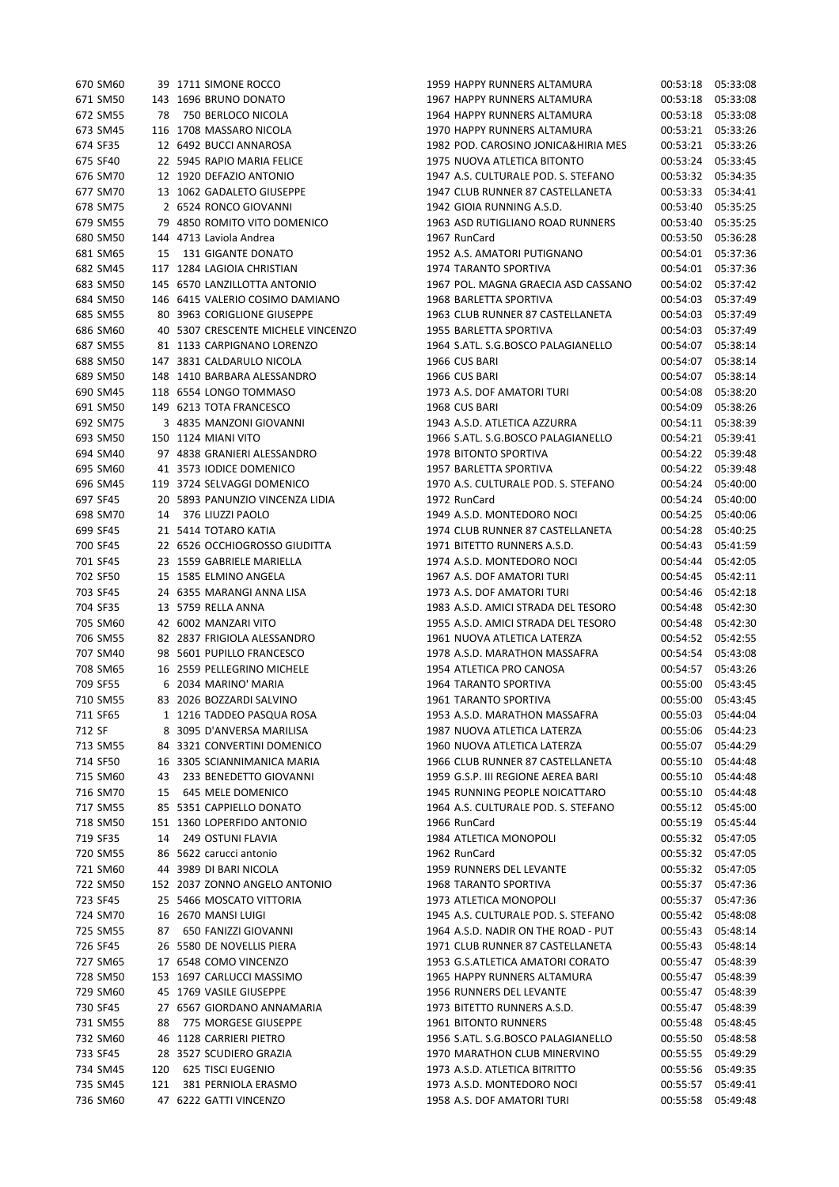| | | | | | | | | |
|---|---|---|---|---|---|---|---|---|
| 670 | SM60 | 39 | 1711 | SIMONE ROCCO | 1959 | HAPPY RUNNERS ALTAMURA | 00:53:18 | 05:33:08 |
| 671 | SM50 | 143 | 1696 | BRUNO DONATO | 1967 | HAPPY RUNNERS ALTAMURA | 00:53:18 | 05:33:08 |
| 672 | SM55 | 78 | 750 | BERLOCO NICOLA | 1964 | HAPPY RUNNERS ALTAMURA | 00:53:18 | 05:33:08 |
| 673 | SM45 | 116 | 1708 | MASSARO NICOLA | 1970 | HAPPY RUNNERS ALTAMURA | 00:53:21 | 05:33:26 |
| 674 | SF35 | 12 | 6492 | BUCCI ANNAROSA | 1982 | POD. CAROSINO JONICA&HIRIA MES | 00:53:21 | 05:33:26 |
| 675 | SF40 | 22 | 5945 | RAPIO MARIA FELICE | 1975 | NUOVA ATLETICA BITONTO | 00:53:24 | 05:33:45 |
| 676 | SM70 | 12 | 1920 | DEFAZIO ANTONIO | 1947 | A.S. CULTURALE POD. S. STEFANO | 00:53:32 | 05:34:35 |
| 677 | SM70 | 13 | 1062 | GADALETO GIUSEPPE | 1947 | CLUB RUNNER 87 CASTELLANETA | 00:53:33 | 05:34:41 |
| 678 | SM75 | 2 | 6524 | RONCO GIOVANNI | 1942 | GIOIA RUNNING A.S.D. | 00:53:40 | 05:35:25 |
| 679 | SM55 | 79 | 4850 | ROMITO VITO DOMENICO | 1963 | ASD RUTIGLIANO ROAD RUNNERS | 00:53:40 | 05:35:25 |
| 680 | SM50 | 144 | 4713 | Laviola Andrea | 1967 | RunCard | 00:53:50 | 05:36:28 |
| 681 | SM65 | 15 | 131 | GIGANTE DONATO | 1952 | A.S. AMATORI PUTIGNANO | 00:54:01 | 05:37:36 |
| 682 | SM45 | 117 | 1284 | LAGIOIA CHRISTIAN | 1974 | TARANTO SPORTIVA | 00:54:01 | 05:37:36 |
| 683 | SM50 | 145 | 6570 | LANZILLOTTA ANTONIO | 1967 | POL. MAGNA GRAECIA ASD CASSANO | 00:54:02 | 05:37:42 |
| 684 | SM50 | 146 | 6415 | VALERIO COSIMO DAMIANO | 1968 | BARLETTA SPORTIVA | 00:54:03 | 05:37:49 |
| 685 | SM55 | 80 | 3963 | CORIGLIONE GIUSEPPE | 1963 | CLUB RUNNER 87 CASTELLANETA | 00:54:03 | 05:37:49 |
| 686 | SM60 | 40 | 5307 | CRESCENTE MICHELE VINCENZO | 1955 | BARLETTA SPORTIVA | 00:54:03 | 05:37:49 |
| 687 | SM55 | 81 | 1133 | CARPIGNANO LORENZO | 1964 | S.ATL. S.G.BOSCO PALAGIANELLO | 00:54:07 | 05:38:14 |
| 688 | SM50 | 147 | 3831 | CALDARULO NICOLA | 1966 | CUS BARI | 00:54:07 | 05:38:14 |
| 689 | SM50 | 148 | 1410 | BARBARA ALESSANDRO | 1966 | CUS BARI | 00:54:07 | 05:38:14 |
| 690 | SM45 | 118 | 6554 | LONGO TOMMASO | 1973 | A.S. DOF AMATORI TURI | 00:54:08 | 05:38:20 |
| 691 | SM50 | 149 | 6213 | TOTA FRANCESCO | 1968 | CUS BARI | 00:54:09 | 05:38:26 |
| 692 | SM75 | 3 | 4835 | MANZONI GIOVANNI | 1943 | A.S.D. ATLETICA AZZURRA | 00:54:11 | 05:38:39 |
| 693 | SM50 | 150 | 1124 | MIANI VITO | 1966 | S.ATL. S.G.BOSCO PALAGIANELLO | 00:54:21 | 05:39:41 |
| 694 | SM40 | 97 | 4838 | GRANIERI ALESSANDRO | 1978 | BITONTO SPORTIVA | 00:54:22 | 05:39:48 |
| 695 | SM60 | 41 | 3573 | IODICE DOMENICO | 1957 | BARLETTA SPORTIVA | 00:54:22 | 05:39:48 |
| 696 | SM45 | 119 | 3724 | SELVAGGI DOMENICO | 1970 | A.S. CULTURALE POD. S. STEFANO | 00:54:24 | 05:40:00 |
| 697 | SF45 | 20 | 5893 | PANUNZIO VINCENZA LIDIA | 1972 | RunCard | 00:54:24 | 05:40:00 |
| 698 | SM70 | 14 | 376 | LIUZZI PAOLO | 1949 | A.S.D. MONTEDORO NOCI | 00:54:25 | 05:40:06 |
| 699 | SF45 | 21 | 5414 | TOTARO KATIA | 1974 | CLUB RUNNER 87 CASTELLANETA | 00:54:28 | 05:40:25 |
| 700 | SF45 | 22 | 6526 | OCCHIOGROSSO GIUDITTA | 1971 | BITETTO RUNNERS A.S.D. | 00:54:43 | 05:41:59 |
| 701 | SF45 | 23 | 1559 | GABRIELE MARIELLA | 1974 | A.S.D. MONTEDORO NOCI | 00:54:44 | 05:42:05 |
| 702 | SF50 | 15 | 1585 | ELMINO ANGELA | 1967 | A.S. DOF AMATORI TURI | 00:54:45 | 05:42:11 |
| 703 | SF45 | 24 | 6355 | MARANGI ANNA LISA | 1973 | A.S. DOF AMATORI TURI | 00:54:46 | 05:42:18 |
| 704 | SF35 | 13 | 5759 | RELLA ANNA | 1983 | A.S.D. AMICI STRADA DEL TESORO | 00:54:48 | 05:42:30 |
| 705 | SM60 | 42 | 6002 | MANZARI VITO | 1955 | A.S.D. AMICI STRADA DEL TESORO | 00:54:48 | 05:42:30 |
| 706 | SM55 | 82 | 2837 | FRIGIOLA ALESSANDRO | 1961 | NUOVA ATLETICA LATERZA | 00:54:52 | 05:42:55 |
| 707 | SM40 | 98 | 5601 | PUPILLO FRANCESCO | 1978 | A.S.D. MARATHON MASSAFRA | 00:54:54 | 05:43:08 |
| 708 | SM65 | 16 | 2559 | PELLEGRINO MICHELE | 1954 | ATLETICA PRO CANOSA | 00:54:57 | 05:43:26 |
| 709 | SF55 | 6 | 2034 | MARINO' MARIA | 1964 | TARANTO SPORTIVA | 00:55:00 | 05:43:45 |
| 710 | SM55 | 83 | 2026 | BOZZARDI SALVINO | 1961 | TARANTO SPORTIVA | 00:55:00 | 05:43:45 |
| 711 | SF65 | 1 | 1216 | TADDEO PASQUA ROSA | 1953 | A.S.D. MARATHON MASSAFRA | 00:55:03 | 05:44:04 |
| 712 | SF | 8 | 3095 | D'ANVERSA MARILISA | 1987 | NUOVA ATLETICA LATERZA | 00:55:06 | 05:44:23 |
| 713 | SM55 | 84 | 3321 | CONVERTINI DOMENICO | 1960 | NUOVA ATLETICA LATERZA | 00:55:07 | 05:44:29 |
| 714 | SF50 | 16 | 3305 | SCIANNIMANICA MARIA | 1966 | CLUB RUNNER 87 CASTELLANETA | 00:55:10 | 05:44:48 |
| 715 | SM60 | 43 | 233 | BENEDETTO GIOVANNI | 1959 | G.S.P. III REGIONE AEREA BARI | 00:55:10 | 05:44:48 |
| 716 | SM70 | 15 | 645 | MELE DOMENICO | 1945 | RUNNING PEOPLE NOICATTARO | 00:55:10 | 05:44:48 |
| 717 | SM55 | 85 | 5351 | CAPPIELLO DONATO | 1964 | A.S. CULTURALE POD. S. STEFANO | 00:55:12 | 05:45:00 |
| 718 | SM50 | 151 | 1360 | LOPERFIDO ANTONIO | 1966 | RunCard | 00:55:19 | 05:45:44 |
| 719 | SF35 | 14 | 249 | OSTUNI FLAVIA | 1984 | ATLETICA MONOPOLI | 00:55:32 | 05:47:05 |
| 720 | SM55 | 86 | 5622 | carucci antonio | 1962 | RunCard | 00:55:32 | 05:47:05 |
| 721 | SM60 | 44 | 3989 | DI BARI NICOLA | 1959 | RUNNERS DEL LEVANTE | 00:55:32 | 05:47:05 |
| 722 | SM50 | 152 | 2037 | ZONNO ANGELO ANTONIO | 1968 | TARANTO SPORTIVA | 00:55:37 | 05:47:36 |
| 723 | SF45 | 25 | 5466 | MOSCATO VITTORIA | 1973 | ATLETICA MONOPOLI | 00:55:37 | 05:47:36 |
| 724 | SM70 | 16 | 2670 | MANSI LUIGI | 1945 | A.S. CULTURALE POD. S. STEFANO | 00:55:42 | 05:48:08 |
| 725 | SM55 | 87 | 650 | FANIZZI GIOVANNI | 1964 | A.S.D. NADIR ON THE ROAD - PUT | 00:55:43 | 05:48:14 |
| 726 | SF45 | 26 | 5580 | DE NOVELLIS PIERA | 1971 | CLUB RUNNER 87 CASTELLANETA | 00:55:43 | 05:48:14 |
| 727 | SM65 | 17 | 6548 | COMO VINCENZO | 1953 | G.S.ATLETICA AMATORI CORATO | 00:55:47 | 05:48:39 |
| 728 | SM50 | 153 | 1697 | CARLUCCI MASSIMO | 1965 | HAPPY RUNNERS ALTAMURA | 00:55:47 | 05:48:39 |
| 729 | SM60 | 45 | 1769 | VASILE GIUSEPPE | 1956 | RUNNERS DEL LEVANTE | 00:55:47 | 05:48:39 |
| 730 | SF45 | 27 | 6567 | GIORDANO ANNAMARIA | 1973 | BITETTO RUNNERS A.S.D. | 00:55:47 | 05:48:39 |
| 731 | SM55 | 88 | 775 | MORGESE GIUSEPPE | 1961 | BITONTO RUNNERS | 00:55:48 | 05:48:45 |
| 732 | SM60 | 46 | 1128 | CARRIERI PIETRO | 1956 | S.ATL. S.G.BOSCO PALAGIANELLO | 00:55:50 | 05:48:58 |
| 733 | SF45 | 28 | 3527 | SCUDIERO GRAZIA | 1970 | MARATHON CLUB MINERVINO | 00:55:55 | 05:49:29 |
| 734 | SM45 | 120 | 625 | TISCI EUGENIO | 1973 | A.S.D. ATLETICA BITRITTO | 00:55:56 | 05:49:35 |
| 735 | SM45 | 121 | 381 | PERNIOLA ERASMO | 1973 | A.S.D. MONTEDORO NOCI | 00:55:57 | 05:49:41 |
| 736 | SM60 | 47 | 6222 | GATTI VINCENZO | 1958 | A.S. DOF AMATORI TURI | 00:55:58 | 05:49:48 |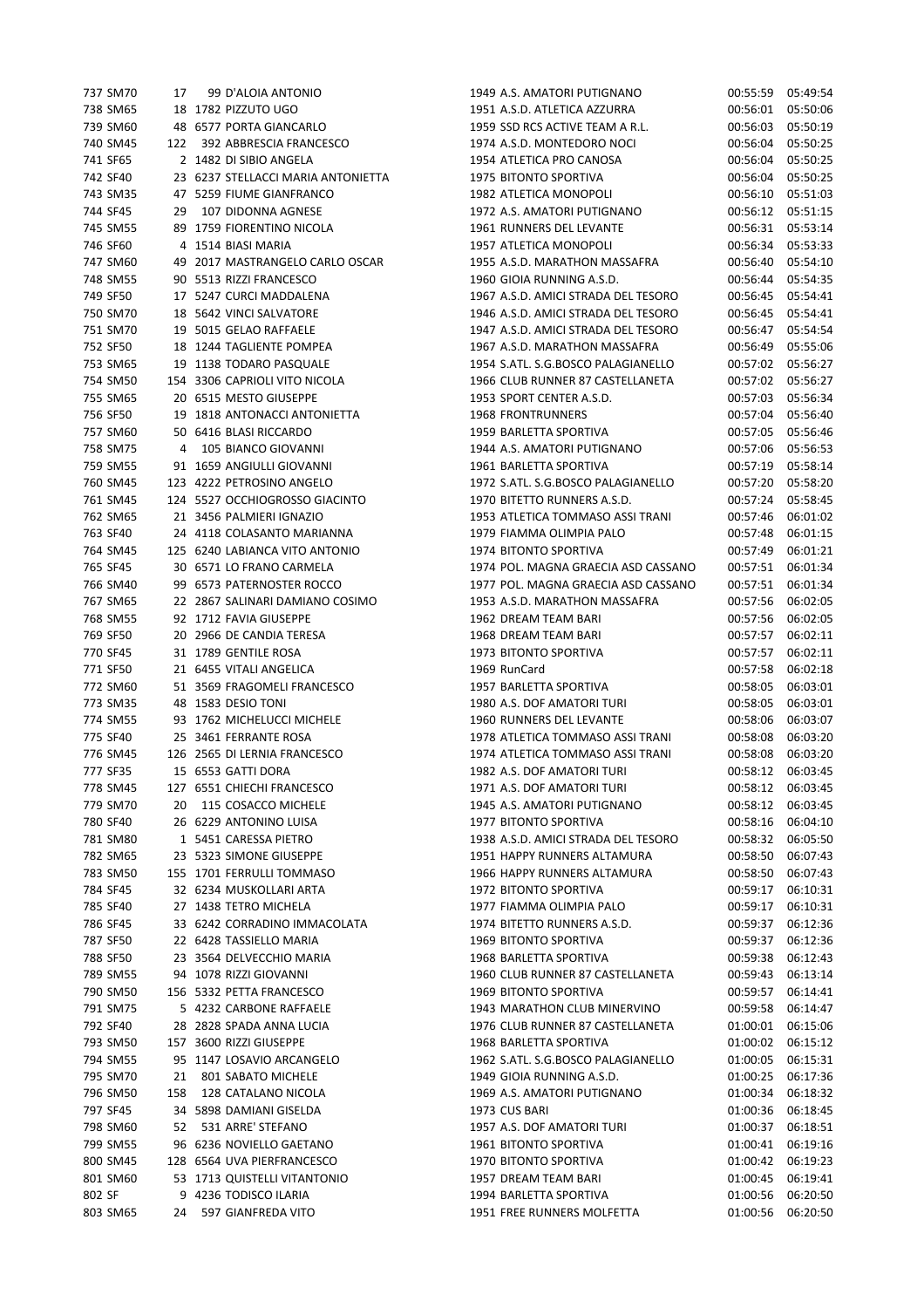| | | | | | | | |
|---|---|---|---|---|---|---|---|
| 737 SM70 | 17 | 99 | D'ALOIA ANTONIO | 1949 | A.S. AMATORI PUTIGNANO | 00:55:59 | 05:49:54 |
| 738 SM65 | 18 | 1782 | PIZZUTO UGO | 1951 | A.S.D. ATLETICA AZZURRA | 00:56:01 | 05:50:06 |
| 739 SM60 | 48 | 6577 | PORTA GIANCARLO | 1959 | SSD RCS ACTIVE TEAM A R.L. | 00:56:03 | 05:50:19 |
| 740 SM45 | 122 | 392 | ABBRESCIA FRANCESCO | 1974 | A.S.D. MONTEDORO NOCI | 00:56:04 | 05:50:25 |
| 741 SF65 | 2 | 1482 | DI SIBIO ANGELA | 1954 | ATLETICA PRO CANOSA | 00:56:04 | 05:50:25 |
| 742 SF40 | 23 | 6237 | STELLACCI MARIA ANTONIETTA | 1975 | BITONTO SPORTIVA | 00:56:04 | 05:50:25 |
| 743 SM35 | 47 | 5259 | FIUME GIANFRANCO | 1982 | ATLETICA MONOPOLI | 00:56:10 | 05:51:03 |
| 744 SF45 | 29 | 107 | DIDONNA AGNESE | 1972 | A.S. AMATORI PUTIGNANO | 00:56:12 | 05:51:15 |
| 745 SM55 | 89 | 1759 | FIORENTINO NICOLA | 1961 | RUNNERS DEL LEVANTE | 00:56:31 | 05:53:14 |
| 746 SF60 | 4 | 1514 | BIASI MARIA | 1957 | ATLETICA MONOPOLI | 00:56:34 | 05:53:33 |
| 747 SM60 | 49 | 2017 | MASTRANGELO CARLO OSCAR | 1955 | A.S.D. MARATHON MASSAFRA | 00:56:40 | 05:54:10 |
| 748 SM55 | 90 | 5513 | RIZZI FRANCESCO | 1960 | GIOIA RUNNING A.S.D. | 00:56:44 | 05:54:35 |
| 749 SF50 | 17 | 5247 | CURCI MADDALENA | 1967 | A.S.D. AMICI STRADA DEL TESORO | 00:56:45 | 05:54:41 |
| 750 SM70 | 18 | 5642 | VINCI SALVATORE | 1946 | A.S.D. AMICI STRADA DEL TESORO | 00:56:45 | 05:54:41 |
| 751 SM70 | 19 | 5015 | GELAO RAFFAELE | 1947 | A.S.D. AMICI STRADA DEL TESORO | 00:56:47 | 05:54:54 |
| 752 SF50 | 18 | 1244 | TAGLIENTE POMPEA | 1967 | A.S.D. MARATHON MASSAFRA | 00:56:49 | 05:55:06 |
| 753 SM65 | 19 | 1138 | TODARO PASQUALE | 1954 | S.ATL. S.G.BOSCO PALAGIANELLO | 00:57:02 | 05:56:27 |
| 754 SM50 | 154 | 3306 | CAPRIOLI VITO NICOLA | 1966 | CLUB RUNNER 87 CASTELLANETA | 00:57:02 | 05:56:27 |
| 755 SM65 | 20 | 6515 | MESTO GIUSEPPE | 1953 | SPORT CENTER A.S.D. | 00:57:03 | 05:56:34 |
| 756 SF50 | 19 | 1818 | ANTONACCI ANTONIETTA | 1968 | FRONTRUNNERS | 00:57:04 | 05:56:40 |
| 757 SM60 | 50 | 6416 | BLASI RICCARDO | 1959 | BARLETTA SPORTIVA | 00:57:05 | 05:56:46 |
| 758 SM75 | 4 | 105 | BIANCO GIOVANNI | 1944 | A.S. AMATORI PUTIGNANO | 00:57:06 | 05:56:53 |
| 759 SM55 | 91 | 1659 | ANGIULLI GIOVANNI | 1961 | BARLETTA SPORTIVA | 00:57:19 | 05:58:14 |
| 760 SM45 | 123 | 4222 | PETROSINO ANGELO | 1972 | S.ATL. S.G.BOSCO PALAGIANELLO | 00:57:20 | 05:58:20 |
| 761 SM45 | 124 | 5527 | OCCHIOGROSSO GIACINTO | 1970 | BITETTO RUNNERS A.S.D. | 00:57:24 | 05:58:45 |
| 762 SM65 | 21 | 3456 | PALMIERI IGNAZIO | 1953 | ATLETICA TOMMASO ASSI TRANI | 00:57:46 | 06:01:02 |
| 763 SF40 | 24 | 4118 | COLASANTO MARIANNA | 1979 | FIAMMA OLIMPIA PALO | 00:57:48 | 06:01:15 |
| 764 SM45 | 125 | 6240 | LABIANCA VITO ANTONIO | 1974 | BITONTO SPORTIVA | 00:57:49 | 06:01:21 |
| 765 SF45 | 30 | 6571 | LO FRANO CARMELA | 1974 | POL. MAGNA GRAECIA ASD CASSANO | 00:57:51 | 06:01:34 |
| 766 SM40 | 99 | 6573 | PATERNOSTER ROCCO | 1977 | POL. MAGNA GRAECIA ASD CASSANO | 00:57:51 | 06:01:34 |
| 767 SM65 | 22 | 2867 | SALINARI DAMIANO COSIMO | 1953 | A.S.D. MARATHON MASSAFRA | 00:57:56 | 06:02:05 |
| 768 SM55 | 92 | 1712 | FAVIA GIUSEPPE | 1962 | DREAM TEAM BARI | 00:57:56 | 06:02:05 |
| 769 SF50 | 20 | 2966 | DE CANDIA TERESA | 1968 | DREAM TEAM BARI | 00:57:57 | 06:02:11 |
| 770 SF45 | 31 | 1789 | GENTILE ROSA | 1973 | BITONTO SPORTIVA | 00:57:57 | 06:02:11 |
| 771 SF50 | 21 | 6455 | VITALI ANGELICA | 1969 | RunCard | 00:57:58 | 06:02:18 |
| 772 SM60 | 51 | 3569 | FRAGOMELI FRANCESCO | 1957 | BARLETTA SPORTIVA | 00:58:05 | 06:03:01 |
| 773 SM35 | 48 | 1583 | DESIO TONI | 1980 | A.S. DOF AMATORI TURI | 00:58:05 | 06:03:01 |
| 774 SM55 | 93 | 1762 | MICHELUCCI MICHELE | 1960 | RUNNERS DEL LEVANTE | 00:58:06 | 06:03:07 |
| 775 SF40 | 25 | 3461 | FERRANTE ROSA | 1978 | ATLETICA TOMMASO ASSI TRANI | 00:58:08 | 06:03:20 |
| 776 SM45 | 126 | 2565 | DI LERNIA FRANCESCO | 1974 | ATLETICA TOMMASO ASSI TRANI | 00:58:08 | 06:03:20 |
| 777 SF35 | 15 | 6553 | GATTI DORA | 1982 | A.S. DOF AMATORI TURI | 00:58:12 | 06:03:45 |
| 778 SM45 | 127 | 6551 | CHIECHI FRANCESCO | 1971 | A.S. DOF AMATORI TURI | 00:58:12 | 06:03:45 |
| 779 SM70 | 20 | 115 | COSACCO MICHELE | 1945 | A.S. AMATORI PUTIGNANO | 00:58:12 | 06:03:45 |
| 780 SF40 | 26 | 6229 | ANTONINO LUISA | 1977 | BITONTO SPORTIVA | 00:58:16 | 06:04:10 |
| 781 SM80 | 1 | 5451 | CARESSA PIETRO | 1938 | A.S.D. AMICI STRADA DEL TESORO | 00:58:32 | 06:05:50 |
| 782 SM65 | 23 | 5323 | SIMONE GIUSEPPE | 1951 | HAPPY RUNNERS ALTAMURA | 00:58:50 | 06:07:43 |
| 783 SM50 | 155 | 1701 | FERRULLI TOMMASO | 1966 | HAPPY RUNNERS ALTAMURA | 00:58:50 | 06:07:43 |
| 784 SF45 | 32 | 6234 | MUSKOLLARI ARTA | 1972 | BITONTO SPORTIVA | 00:59:17 | 06:10:31 |
| 785 SF40 | 27 | 1438 | TETRO MICHELA | 1977 | FIAMMA OLIMPIA PALO | 00:59:17 | 06:10:31 |
| 786 SF45 | 33 | 6242 | CORRADINO IMMACOLATA | 1974 | BITETTO RUNNERS A.S.D. | 00:59:37 | 06:12:36 |
| 787 SF50 | 22 | 6428 | TASSIELLO MARIA | 1969 | BITONTO SPORTIVA | 00:59:37 | 06:12:36 |
| 788 SF50 | 23 | 3564 | DELVECCHIO MARIA | 1968 | BARLETTA SPORTIVA | 00:59:38 | 06:12:43 |
| 789 SM55 | 94 | 1078 | RIZZI GIOVANNI | 1960 | CLUB RUNNER 87 CASTELLANETA | 00:59:43 | 06:13:14 |
| 790 SM50 | 156 | 5332 | PETTA FRANCESCO | 1969 | BITONTO SPORTIVA | 00:59:57 | 06:14:41 |
| 791 SM75 | 5 | 4232 | CARBONE RAFFAELE | 1943 | MARATHON CLUB MINERVINO | 00:59:58 | 06:14:47 |
| 792 SF40 | 28 | 2828 | SPADA ANNA LUCIA | 1976 | CLUB RUNNER 87 CASTELLANETA | 01:00:01 | 06:15:06 |
| 793 SM50 | 157 | 3600 | RIZZI GIUSEPPE | 1968 | BARLETTA SPORTIVA | 01:00:02 | 06:15:12 |
| 794 SM55 | 95 | 1147 | LOSAVIO ARCANGELO | 1962 | S.ATL. S.G.BOSCO PALAGIANELLO | 01:00:05 | 06:15:31 |
| 795 SM70 | 21 | 801 | SABATO MICHELE | 1949 | GIOIA RUNNING A.S.D. | 01:00:25 | 06:17:36 |
| 796 SM50 | 158 | 128 | CATALANO NICOLA | 1969 | A.S. AMATORI PUTIGNANO | 01:00:34 | 06:18:32 |
| 797 SF45 | 34 | 5898 | DAMIANI GISELDA | 1973 | CUS BARI | 01:00:36 | 06:18:45 |
| 798 SM60 | 52 | 531 | ARRE' STEFANO | 1957 | A.S. DOF AMATORI TURI | 01:00:37 | 06:18:51 |
| 799 SM55 | 96 | 6236 | NOVIELLO GAETANO | 1961 | BITONTO SPORTIVA | 01:00:41 | 06:19:16 |
| 800 SM45 | 128 | 6564 | UVA PIERFRANCESCO | 1970 | BITONTO SPORTIVA | 01:00:42 | 06:19:23 |
| 801 SM60 | 53 | 1713 | QUISTELLI VITANTONIO | 1957 | DREAM TEAM BARI | 01:00:45 | 06:19:41 |
| 802 SF | 9 | 4236 | TODISCO ILARIA | 1994 | BARLETTA SPORTIVA | 01:00:56 | 06:20:50 |
| 803 SM65 | 24 | 597 | GIANFREDA VITO | 1951 | FREE RUNNERS MOLFETTA | 01:00:56 | 06:20:50 |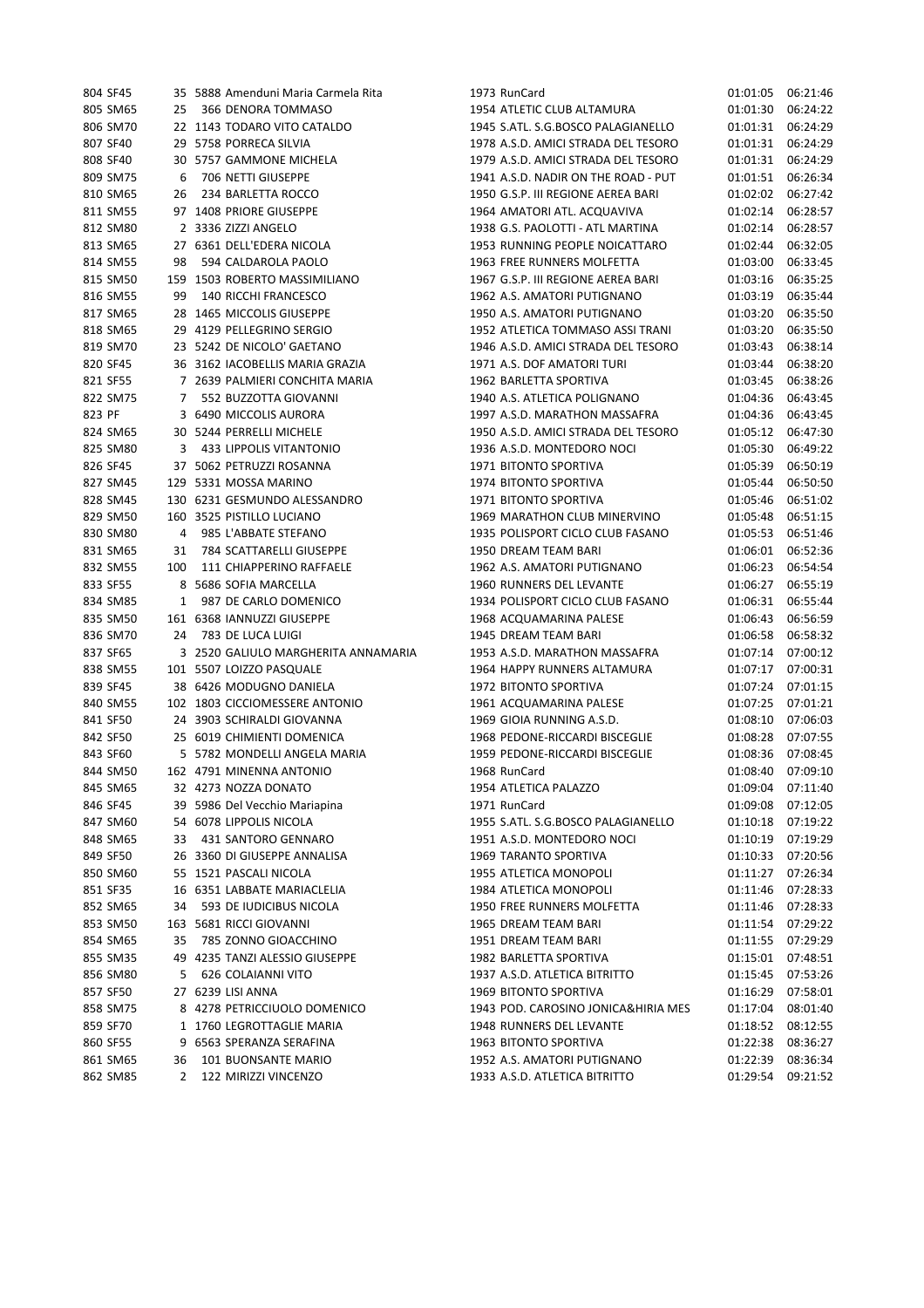| | | | | | | | | |
|---|---|---|---|---|---|---|---|---|
| 804 | SF45 | 35 | 5888 | Amenduni Maria Carmela Rita | 1973 | RunCard | 01:01:05 | 06:21:46 |
| 805 | SM65 | 25 | 366 | DENORA TOMMASO | 1954 | ATLETIC CLUB ALTAMURA | 01:01:30 | 06:24:22 |
| 806 | SM70 | 22 | 1143 | TODARO VITO CATALDO | 1945 | S.ATL. S.G.BOSCO PALAGIANELLO | 01:01:31 | 06:24:29 |
| 807 | SF40 | 29 | 5758 | PORRECA SILVIA | 1978 | A.S.D. AMICI STRADA DEL TESORO | 01:01:31 | 06:24:29 |
| 808 | SF40 | 30 | 5757 | GAMMONE MICHELA | 1979 | A.S.D. AMICI STRADA DEL TESORO | 01:01:31 | 06:24:29 |
| 809 | SM75 | 6 | 706 | NETTI GIUSEPPE | 1941 | A.S.D. NADIR ON THE ROAD - PUT | 01:01:51 | 06:26:34 |
| 810 | SM65 | 26 | 234 | BARLETTA ROCCO | 1950 | G.S.P. III REGIONE AEREA BARI | 01:02:02 | 06:27:42 |
| 811 | SM55 | 97 | 1408 | PRIORE GIUSEPPE | 1964 | AMATORI ATL. ACQUAVIVA | 01:02:14 | 06:28:57 |
| 812 | SM80 | 2 | 3336 | ZIZZI ANGELO | 1938 | G.S. PAOLOTTI - ATL MARTINA | 01:02:14 | 06:28:57 |
| 813 | SM65 | 27 | 6361 | DELL'EDERA NICOLA | 1953 | RUNNING PEOPLE NOICATTARO | 01:02:44 | 06:32:05 |
| 814 | SM55 | 98 | 594 | CALDAROLA PAOLO | 1963 | FREE RUNNERS MOLFETTA | 01:03:00 | 06:33:45 |
| 815 | SM50 | 159 | 1503 | ROBERTO MASSIMILIANO | 1967 | G.S.P. III REGIONE AEREA BARI | 01:03:16 | 06:35:25 |
| 816 | SM55 | 99 | 140 | RICCHI FRANCESCO | 1962 | A.S. AMATORI PUTIGNANO | 01:03:19 | 06:35:44 |
| 817 | SM65 | 28 | 1465 | MICCOLIS GIUSEPPE | 1950 | A.S. AMATORI PUTIGNANO | 01:03:20 | 06:35:50 |
| 818 | SM65 | 29 | 4129 | PELLEGRINO SERGIO | 1952 | ATLETICA TOMMASO ASSI TRANI | 01:03:20 | 06:35:50 |
| 819 | SM70 | 23 | 5242 | DE NICOLO' GAETANO | 1946 | A.S.D. AMICI STRADA DEL TESORO | 01:03:43 | 06:38:14 |
| 820 | SF45 | 36 | 3162 | IACOBELLIS MARIA GRAZIA | 1971 | A.S. DOF AMATORI TURI | 01:03:44 | 06:38:20 |
| 821 | SF55 | 7 | 2639 | PALMIERI CONCHITA MARIA | 1962 | BARLETTA SPORTIVA | 01:03:45 | 06:38:26 |
| 822 | SM75 | 7 | 552 | BUZZOTTA GIOVANNI | 1940 | A.S. ATLETICA POLIGNANO | 01:04:36 | 06:43:45 |
| 823 | PF | 3 | 6490 | MICCOLIS AURORA | 1997 | A.S.D. MARATHON MASSAFRA | 01:04:36 | 06:43:45 |
| 824 | SM65 | 30 | 5244 | PERRELLI MICHELE | 1950 | A.S.D. AMICI STRADA DEL TESORO | 01:05:12 | 06:47:30 |
| 825 | SM80 | 3 | 433 | LIPPOLIS VITANTONIO | 1936 | A.S.D. MONTEDORO NOCI | 01:05:30 | 06:49:22 |
| 826 | SF45 | 37 | 5062 | PETRUZZI ROSANNA | 1971 | BITONTO SPORTIVA | 01:05:39 | 06:50:19 |
| 827 | SM45 | 129 | 5331 | MOSSA MARINO | 1974 | BITONTO SPORTIVA | 01:05:44 | 06:50:50 |
| 828 | SM45 | 130 | 6231 | GESMUNDO ALESSANDRO | 1971 | BITONTO SPORTIVA | 01:05:46 | 06:51:02 |
| 829 | SM50 | 160 | 3525 | PISTILLO LUCIANO | 1969 | MARATHON CLUB MINERVINO | 01:05:48 | 06:51:15 |
| 830 | SM80 | 4 | 985 | L'ABBATE STEFANO | 1935 | POLISPORT CICLO CLUB FASANO | 01:05:53 | 06:51:46 |
| 831 | SM65 | 31 | 784 | SCATTARELLI GIUSEPPE | 1950 | DREAM TEAM BARI | 01:06:01 | 06:52:36 |
| 832 | SM55 | 100 | 111 | CHIAPPERINO RAFFAELE | 1962 | A.S. AMATORI PUTIGNANO | 01:06:23 | 06:54:54 |
| 833 | SF55 | 8 | 5686 | SOFIA MARCELLA | 1960 | RUNNERS DEL LEVANTE | 01:06:27 | 06:55:19 |
| 834 | SM85 | 1 | 987 | DE CARLO DOMENICO | 1934 | POLISPORT CICLO CLUB FASANO | 01:06:31 | 06:55:44 |
| 835 | SM50 | 161 | 6368 | IANNUZZI GIUSEPPE | 1968 | ACQUAMARINA PALESE | 01:06:43 | 06:56:59 |
| 836 | SM70 | 24 | 783 | DE LUCA LUIGI | 1945 | DREAM TEAM BARI | 01:06:58 | 06:58:32 |
| 837 | SF65 | 3 | 2520 | GALIULO MARGHERITA ANNAMARIA | 1953 | A.S.D. MARATHON MASSAFRA | 01:07:14 | 07:00:12 |
| 838 | SM55 | 101 | 5507 | LOIZZO PASQUALE | 1964 | HAPPY RUNNERS ALTAMURA | 01:07:17 | 07:00:31 |
| 839 | SF45 | 38 | 6426 | MODUGNO DANIELA | 1972 | BITONTO SPORTIVA | 01:07:24 | 07:01:15 |
| 840 | SM55 | 102 | 1803 | CICCIOMESSERE ANTONIO | 1961 | ACQUAMARINA PALESE | 01:07:25 | 07:01:21 |
| 841 | SF50 | 24 | 3903 | SCHIRALDI GIOVANNA | 1969 | GIOIA RUNNING A.S.D. | 01:08:10 | 07:06:03 |
| 842 | SF50 | 25 | 6019 | CHIMIENTI DOMENICA | 1968 | PEDONE-RICCARDI BISCEGLIE | 01:08:28 | 07:07:55 |
| 843 | SF60 | 5 | 5782 | MONDELLI ANGELA MARIA | 1959 | PEDONE-RICCARDI BISCEGLIE | 01:08:36 | 07:08:45 |
| 844 | SM50 | 162 | 4791 | MINENNA ANTONIO | 1968 | RunCard | 01:08:40 | 07:09:10 |
| 845 | SM65 | 32 | 4273 | NOZZA DONATO | 1954 | ATLETICA PALAZZO | 01:09:04 | 07:11:40 |
| 846 | SF45 | 39 | 5986 | Del Vecchio Mariapina | 1971 | RunCard | 01:09:08 | 07:12:05 |
| 847 | SM60 | 54 | 6078 | LIPPOLIS NICOLA | 1955 | S.ATL. S.G.BOSCO PALAGIANELLO | 01:10:18 | 07:19:22 |
| 848 | SM65 | 33 | 431 | SANTORO GENNARO | 1951 | A.S.D. MONTEDORO NOCI | 01:10:19 | 07:19:29 |
| 849 | SF50 | 26 | 3360 | DI GIUSEPPE ANNALISA | 1969 | TARANTO SPORTIVA | 01:10:33 | 07:20:56 |
| 850 | SM60 | 55 | 1521 | PASCALI NICOLA | 1955 | ATLETICA MONOPOLI | 01:11:27 | 07:26:34 |
| 851 | SF35 | 16 | 6351 | LABBATE MARIACLELIA | 1984 | ATLETICA MONOPOLI | 01:11:46 | 07:28:33 |
| 852 | SM65 | 34 | 593 | DE IUDICIBUS NICOLA | 1950 | FREE RUNNERS MOLFETTA | 01:11:46 | 07:28:33 |
| 853 | SM50 | 163 | 5681 | RICCI GIOVANNI | 1965 | DREAM TEAM BARI | 01:11:54 | 07:29:22 |
| 854 | SM65 | 35 | 785 | ZONNO GIOACCHINO | 1951 | DREAM TEAM BARI | 01:11:55 | 07:29:29 |
| 855 | SM35 | 49 | 4235 | TANZI ALESSIO GIUSEPPE | 1982 | BARLETTA SPORTIVA | 01:15:01 | 07:48:51 |
| 856 | SM80 | 5 | 626 | COLAIANNI VITO | 1937 | A.S.D. ATLETICA BITRITTO | 01:15:45 | 07:53:26 |
| 857 | SF50 | 27 | 6239 | LISI ANNA | 1969 | BITONTO SPORTIVA | 01:16:29 | 07:58:01 |
| 858 | SM75 | 8 | 4278 | PETRICCIUOLO DOMENICO | 1943 | POD. CAROSINO JONICA&HIRIA MES | 01:17:04 | 08:01:40 |
| 859 | SF70 | 1 | 1760 | LEGROTTAGLIE MARIA | 1948 | RUNNERS DEL LEVANTE | 01:18:52 | 08:12:55 |
| 860 | SF55 | 9 | 6563 | SPERANZA SERAFINA | 1963 | BITONTO SPORTIVA | 01:22:38 | 08:36:27 |
| 861 | SM65 | 36 | 101 | BUONSANTE MARIO | 1952 | A.S. AMATORI PUTIGNANO | 01:22:39 | 08:36:34 |
| 862 | SM85 | 2 | 122 | MIRIZZI VINCENZO | 1933 | A.S.D. ATLETICA BITRITTO | 01:29:54 | 09:21:52 |